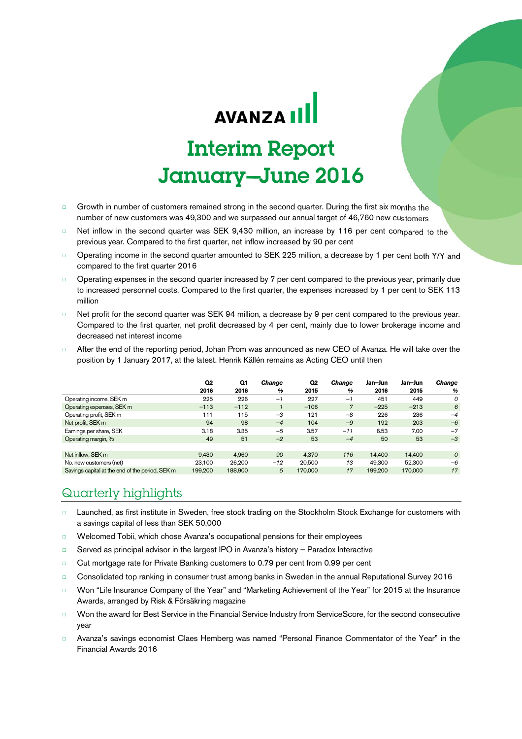AVANZA

# Interim Report January–June 2016

- Growth in number of customers remained strong in the second quarter. During the first six months the number of new customers was 49,300 and we surpassed our annual target of 46,760 new customers
- Net inflow in the second quarter was SEK 9,430 million, an increase by 116 per cent compared to the previous year. Compared to the first quarter, net inflow increased by 90 per cent
- Operating income in the second quarter amounted to SEK 225 million, a decrease by 1 per cent both Y/Y and compared to the first quarter 2016
- Operating expenses in the second quarter increased by 7 per cent compared to the previous year, primarily due to increased personnel costs. Compared to the first quarter, the expenses increased by 1 per cent to SEK 113 million
- Net profit for the second quarter was SEK 94 million, a decrease by 9 per cent compared to the previous year. Compared to the first quarter, net profit decreased by 4 per cent, mainly due to lower brokerage income and decreased net interest income
- After the end of the reporting period, Johan Prom was announced as new CEO of Avanza. He will take over the position by 1 January 2017, at the latest. Henrik Källén remains as Acting CEO until then

| | Q2 2016 | Q1 2016 | *Change %* | Q2 2015 | *Change %* | Jan–Jun 2016 | Jan–Jun 2015 | *Change %* |
|---|---|---|---|---|---|---|---|---|
| Operating income, SEK m | 225 | 226 | *–1* | 227 | *–1* | 451 | 449 | *0* |
| Operating expenses, SEK m | –113 | –112 | *1* | –106 | *7* | –225 | –213 | *6* |
| Operating profit, SEK m | 111 | 115 | *–3* | 121 | *–8* | 226 | 236 | *–4* |
| Net profit, SEK m | 94 | 98 | *–4* | 104 | *–9* | 192 | 203 | *–6* |
| Earnings per share, SEK | 3.18 | 3.35 | *–5* | 3.57 | *–11* | 6.53 | 7.00 | *–7* |
| Operating margin, % | 49 | 51 | *–2* | 53 | *–4* | 50 | 53 | *–3* |
| | | | | | | | | |
| Net inflow, SEK m | 9,430 | 4,960 | *90* | 4,370 | *116* | 14,400 | 14,400 | *0* |
| No. new customers (net) | 23,100 | 26,200 | *–12* | 20,500 | *13* | 49,300 | 52,300 | *–6* |
| Savings capital at the end of the period, SEK m | 199,200 | 188,900 | *5* | 170,000 | *17* | 199,200 | 170,000 | *17* |

## Quarterly highlights

- Launched, as first institute in Sweden, free stock trading on the Stockholm Stock Exchange for customers with a savings capital of less than SEK 50,000
- Welcomed Tobii, which chose Avanza's occupational pensions for their employees
- Served as principal advisor in the largest IPO in Avanza's history – Paradox Interactive
- Cut mortgage rate for Private Banking customers to 0.79 per cent from 0.99 per cent
- Consolidated top ranking in consumer trust among banks in Sweden in the annual Reputational Survey 2016
- Won "Life Insurance Company of the Year" and "Marketing Achievement of the Year" for 2015 at the Insurance Awards, arranged by Risk & Försäkring magazine
- Won the award for Best Service in the Financial Service Industry from ServiceScore, for the second consecutive year
- Avanza's savings economist Claes Hemberg was named "Personal Finance Commentator of the Year" in the Financial Awards 2016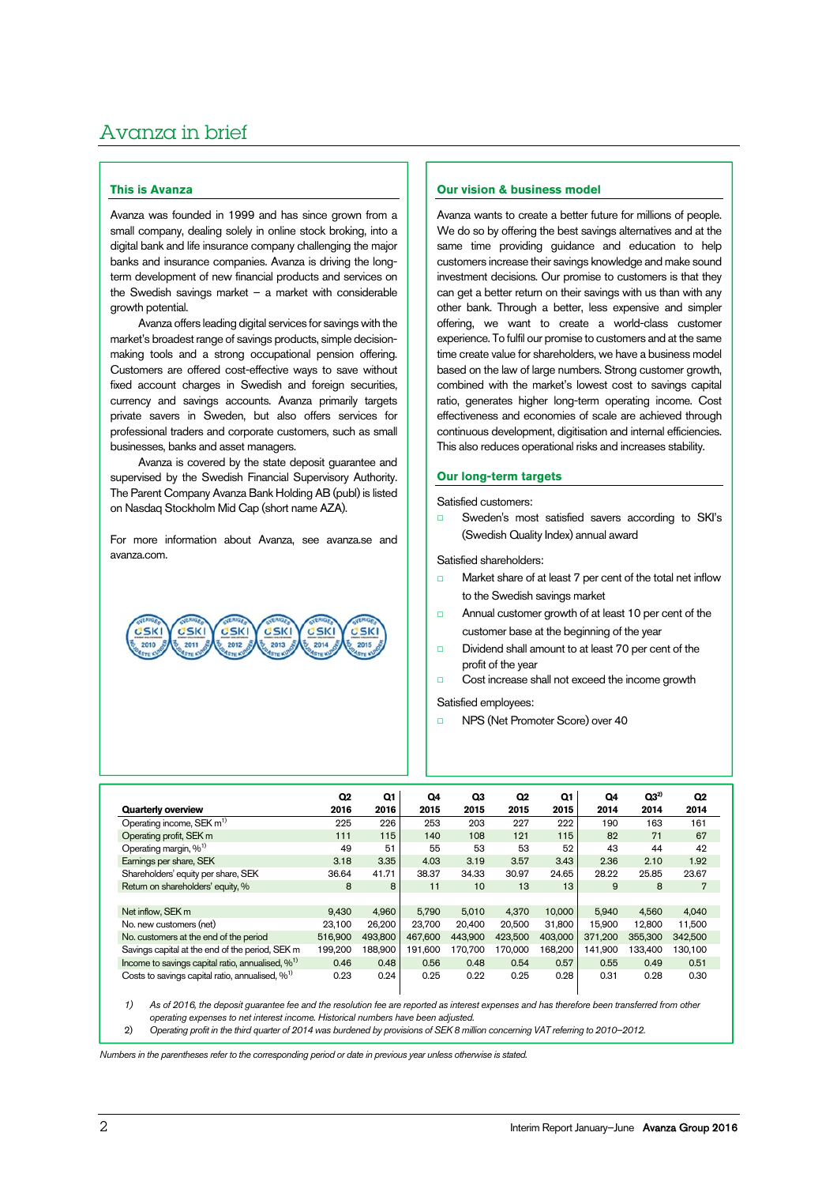# Avanza in brief

## This is Avanza

Avanza was founded in 1999 and has since grown from a small company, dealing solely in online stock broking, into a digital bank and life insurance company challenging the major banks and insurance companies. Avanza is driving the long-term development of new financial products and services on the Swedish savings market – a market with considerable growth potential.

Avanza offers leading digital services for savings with the market's broadest range of savings products, simple decision-making tools and a strong occupational pension offering. Customers are offered cost-effective ways to save without fixed account charges in Swedish and foreign securities, currency and savings accounts. Avanza primarily targets private savers in Sweden, but also offers services for professional traders and corporate customers, such as small businesses, banks and asset managers.

Avanza is covered by the state deposit guarantee and supervised by the Swedish Financial Supervisory Authority. The Parent Company Avanza Bank Holding AB (publ) is listed on Nasdaq Stockholm Mid Cap (short name AZA).

For more information about Avanza, see avanza.se and avanza.com.

## Our vision & business model

Avanza wants to create a better future for millions of people. We do so by offering the best savings alternatives and at the same time providing guidance and education to help customers increase their savings knowledge and make sound investment decisions. Our promise to customers is that they can get a better return on their savings with us than with any other bank. Through a better, less expensive and simpler offering, we want to create a world-class customer experience. To fulfil our promise to customers and at the same time create value for shareholders, we have a business model based on the law of large numbers. Strong customer growth, combined with the market's lowest cost to savings capital ratio, generates higher long-term operating income. Cost effectiveness and economies of scale are achieved through continuous development, digitisation and internal efficiencies. This also reduces operational risks and increases stability.

## Our long-term targets

Satisfied customers:

- Sweden's most satisfied savers according to SKI's (Swedish Quality Index) annual award

Satisfied shareholders:

- Market share of at least 7 per cent of the total net inflow to the Swedish savings market
- Annual customer growth of at least 10 per cent of the customer base at the beginning of the year
- Dividend shall amount to at least 70 per cent of the profit of the year
- Cost increase shall not exceed the income growth

Satisfied employees:

- NPS (Net Promoter Score) over 40

| Quarterly overview | Q2 2016 | Q1 2016 | Q4 2015 | Q3 2015 | Q2 2015 | Q1 2015 | Q4 2014 | Q3[2] 2014 | Q2 2014 |
|---|---|---|---|---|---|---|---|---|---|
| Operating income, SEK m[1] | 225 | 226 | 253 | 203 | 227 | 222 | 190 | 163 | 161 |
| Operating profit, SEK m | 111 | 115 | 140 | 108 | 121 | 115 | 82 | 71 | 67 |
| Operating margin, %[1] | 49 | 51 | 55 | 53 | 53 | 52 | 43 | 44 | 42 |
| Earnings per share, SEK | 3.18 | 3.35 | 4.03 | 3.19 | 3.57 | 3.43 | 2.36 | 2.10 | 1.92 |
| Shareholders' equity per share, SEK | 36.64 | 41.71 | 38.37 | 34.33 | 30.97 | 24.65 | 28.22 | 25.85 | 23.67 |
| Return on shareholders' equity, % | 8 | 8 | 11 | 10 | 13 | 13 | 9 | 8 | 7 |
| | | | | | | | | | |
| Net inflow, SEK m | 9,430 | 4,960 | 5,790 | 5,010 | 4,370 | 10,000 | 5,940 | 4,560 | 4,040 |
| No. new customers (net) | 23,100 | 26,200 | 23,700 | 20,400 | 20,500 | 31,800 | 15,900 | 12,800 | 11,500 |
| No. customers at the end of the period | 516,900 | 493,800 | 467,600 | 443,900 | 423,500 | 403,000 | 371,200 | 355,300 | 342,500 |
| Savings capital at the end of the period, SEK m | 199,200 | 188,900 | 191,600 | 170,700 | 170,000 | 168,200 | 141,900 | 133,400 | 130,100 |
| Income to savings capital ratio, annualised, %[1] | 0.46 | 0.48 | 0.56 | 0.48 | 0.54 | 0.57 | 0.55 | 0.49 | 0.51 |
| Costs to savings capital ratio, annualised, %[1] | 0.23 | 0.24 | 0.25 | 0.22 | 0.25 | 0.28 | 0.31 | 0.28 | 0.30 |

1) *As of 2016, the deposit guarantee fee and the resolution fee are reported as interest expenses and has therefore been transferred from other operating expenses to net interest income. Historical numbers have been adjusted.*

2) *Operating profit in the third quarter of 2014 was burdened by provisions of SEK 8 million concerning VAT referring to 2010–2012.*

*Numbers in the parentheses refer to the corresponding period or date in previous year unless otherwise is stated.*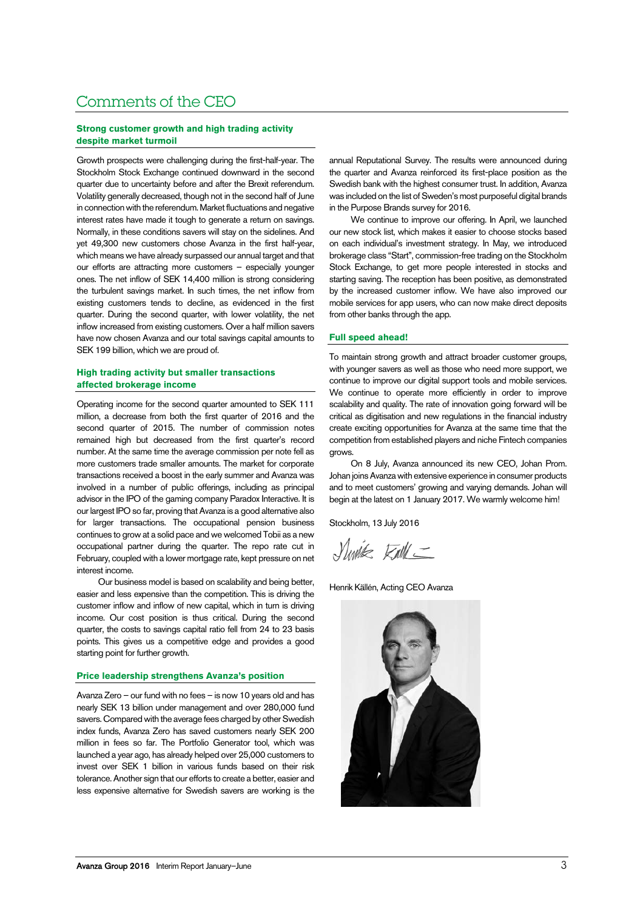# Comments of the CEO

### Strong customer growth and high trading activity despite market turmoil

Growth prospects were challenging during the first-half-year. The Stockholm Stock Exchange continued downward in the second quarter due to uncertainty before and after the Brexit referendum. Volatility generally decreased, though not in the second half of June in connection with the referendum. Market fluctuations and negative interest rates have made it tough to generate a return on savings. Normally, in these conditions savers will stay on the sidelines. And yet 49,300 new customers chose Avanza in the first half-year, which means we have already surpassed our annual target and that our efforts are attracting more customers – especially younger ones. The net inflow of SEK 14,400 million is strong considering the turbulent savings market. In such times, the net inflow from existing customers tends to decline, as evidenced in the first quarter. During the second quarter, with lower volatility, the net inflow increased from existing customers. Over a half million savers have now chosen Avanza and our total savings capital amounts to SEK 199 billion, which we are proud of.

### High trading activity but smaller transactions affected brokerage income

Operating income for the second quarter amounted to SEK 111 million, a decrease from both the first quarter of 2016 and the second quarter of 2015. The number of commission notes remained high but decreased from the first quarter's record number. At the same time the average commission per note fell as more customers trade smaller amounts. The market for corporate transactions received a boost in the early summer and Avanza was involved in a number of public offerings, including as principal advisor in the IPO of the gaming company Paradox Interactive. It is our largest IPO so far, proving that Avanza is a good alternative also for larger transactions. The occupational pension business continues to grow at a solid pace and we welcomed Tobii as a new occupational partner during the quarter. The repo rate cut in February, coupled with a lower mortgage rate, kept pressure on net interest income.

Our business model is based on scalability and being better, easier and less expensive than the competition. This is driving the customer inflow and inflow of new capital, which in turn is driving income. Our cost position is thus critical. During the second quarter, the costs to savings capital ratio fell from 24 to 23 basis points. This gives us a competitive edge and provides a good starting point for further growth.

### Price leadership strengthens Avanza's position

Avanza Zero – our fund with no fees – is now 10 years old and has nearly SEK 13 billion under management and over 280,000 fund savers. Compared with the average fees charged by other Swedish index funds, Avanza Zero has saved customers nearly SEK 200 million in fees so far. The Portfolio Generator tool, which was launched a year ago, has already helped over 25,000 customers to invest over SEK 1 billion in various funds based on their risk tolerance. Another sign that our efforts to create a better, easier and less expensive alternative for Swedish savers are working is the annual Reputational Survey. The results were announced during the quarter and Avanza reinforced its first-place position as the Swedish bank with the highest consumer trust. In addition, Avanza was included on the list of Sweden's most purposeful digital brands in the Purpose Brands survey for 2016.

We continue to improve our offering. In April, we launched our new stock list, which makes it easier to choose stocks based on each individual's investment strategy. In May, we introduced brokerage class "Start", commission-free trading on the Stockholm Stock Exchange, to get more people interested in stocks and starting saving. The reception has been positive, as demonstrated by the increased customer inflow. We have also improved our mobile services for app users, who can now make direct deposits from other banks through the app.

### Full speed ahead!

To maintain strong growth and attract broader customer groups, with younger savers as well as those who need more support, we continue to improve our digital support tools and mobile services. We continue to operate more efficiently in order to improve scalability and quality. The rate of innovation going forward will be critical as digitisation and new regulations in the financial industry create exciting opportunities for Avanza at the same time that the competition from established players and niche Fintech companies grows.

On 8 July, Avanza announced its new CEO, Johan Prom. Johan joins Avanza with extensive experience in consumer products and to meet customers' growing and varying demands. Johan will begin at the latest on 1 January 2017. We warmly welcome him!

Stockholm, 13 July 2016

Henrik Källén, Acting CEO Avanza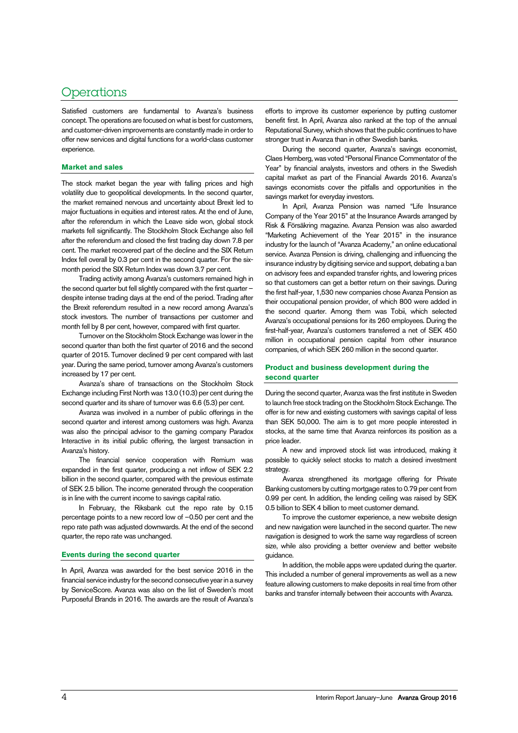# Operations

Satisfied customers are fundamental to Avanza's business concept. The operations are focused on what is best for customers, and customer-driven improvements are constantly made in order to offer new services and digital functions for a world-class customer experience.

## Market and sales

The stock market began the year with falling prices and high volatility due to geopolitical developments. In the second quarter, the market remained nervous and uncertainty about Brexit led to major fluctuations in equities and interest rates. At the end of June, after the referendum in which the Leave side won, global stock markets fell significantly. The Stockholm Stock Exchange also fell after the referendum and closed the first trading day down 7.8 per cent. The market recovered part of the decline and the SIX Return Index fell overall by 0.3 per cent in the second quarter. For the six-month period the SIX Return Index was down 3.7 per cent.

Trading activity among Avanza's customers remained high in the second quarter but fell slightly compared with the first quarter – despite intense trading days at the end of the period. Trading after the Brexit referendum resulted in a new record among Avanza's stock investors. The number of transactions per customer and month fell by 8 per cent, however, compared with first quarter.

Turnover on the Stockholm Stock Exchange was lower in the second quarter than both the first quarter of 2016 and the second quarter of 2015. Turnover declined 9 per cent compared with last year. During the same period, turnover among Avanza's customers increased by 17 per cent.

Avanza's share of transactions on the Stockholm Stock Exchange including First North was 13.0 (10.3) per cent during the second quarter and its share of turnover was 6.6 (5.3) per cent.

Avanza was involved in a number of public offerings in the second quarter and interest among customers was high. Avanza was also the principal advisor to the gaming company Paradox Interactive in its initial public offering, the largest transaction in Avanza's history.

The financial service cooperation with Remium was expanded in the first quarter, producing a net inflow of SEK 2.2 billion in the second quarter, compared with the previous estimate of SEK 2.5 billion. The income generated through the cooperation is in line with the current income to savings capital ratio.

In February, the Riksbank cut the repo rate by 0.15 percentage points to a new record low of –0.50 per cent and the repo rate path was adjusted downwards. At the end of the second quarter, the repo rate was unchanged.

## Events during the second quarter

In April, Avanza was awarded for the best service 2016 in the financial service industry for the second consecutive year in a survey by ServiceScore. Avanza was also on the list of Sweden's most Purposeful Brands in 2016. The awards are the result of Avanza's efforts to improve its customer experience by putting customer benefit first. In April, Avanza also ranked at the top of the annual Reputational Survey, which shows that the public continues to have stronger trust in Avanza than in other Swedish banks.

During the second quarter, Avanza's savings economist, Claes Hemberg, was voted "Personal Finance Commentator of the Year" by financial analysts, investors and others in the Swedish capital market as part of the Financial Awards 2016. Avanza's savings economists cover the pitfalls and opportunities in the savings market for everyday investors.

In April, Avanza Pension was named "Life Insurance Company of the Year 2015" at the Insurance Awards arranged by Risk & Försäkring magazine. Avanza Pension was also awarded "Marketing Achievement of the Year 2015" in the insurance industry for the launch of "Avanza Academy," an online educational service. Avanza Pension is driving, challenging and influencing the insurance industry by digitising service and support, debating a ban on advisory fees and expanded transfer rights, and lowering prices so that customers can get a better return on their savings. During the first half-year, 1,530 new companies chose Avanza Pension as their occupational pension provider, of which 800 were added in the second quarter. Among them was Tobii, which selected Avanza's occupational pensions for its 260 employees. During the first-half-year, Avanza's customers transferred a net of SEK 450 million in occupational pension capital from other insurance companies, of which SEK 260 million in the second quarter.

## Product and business development during the second quarter

During the second quarter, Avanza was the first institute in Sweden to launch free stock trading on the Stockholm Stock Exchange. The offer is for new and existing customers with savings capital of less than SEK 50,000. The aim is to get more people interested in stocks, at the same time that Avanza reinforces its position as a price leader.

A new and improved stock list was introduced, making it possible to quickly select stocks to match a desired investment strategy.

Avanza strengthened its mortgage offering for Private Banking customers by cutting mortgage rates to 0.79 per cent from 0.99 per cent. In addition, the lending ceiling was raised by SEK 0.5 billion to SEK 4 billion to meet customer demand.

To improve the customer experience, a new website design and new navigation were launched in the second quarter. The new navigation is designed to work the same way regardless of screen size, while also providing a better overview and better website guidance.

In addition, the mobile apps were updated during the quarter. This included a number of general improvements as well as a new feature allowing customers to make deposits in real time from other banks and transfer internally between their accounts with Avanza.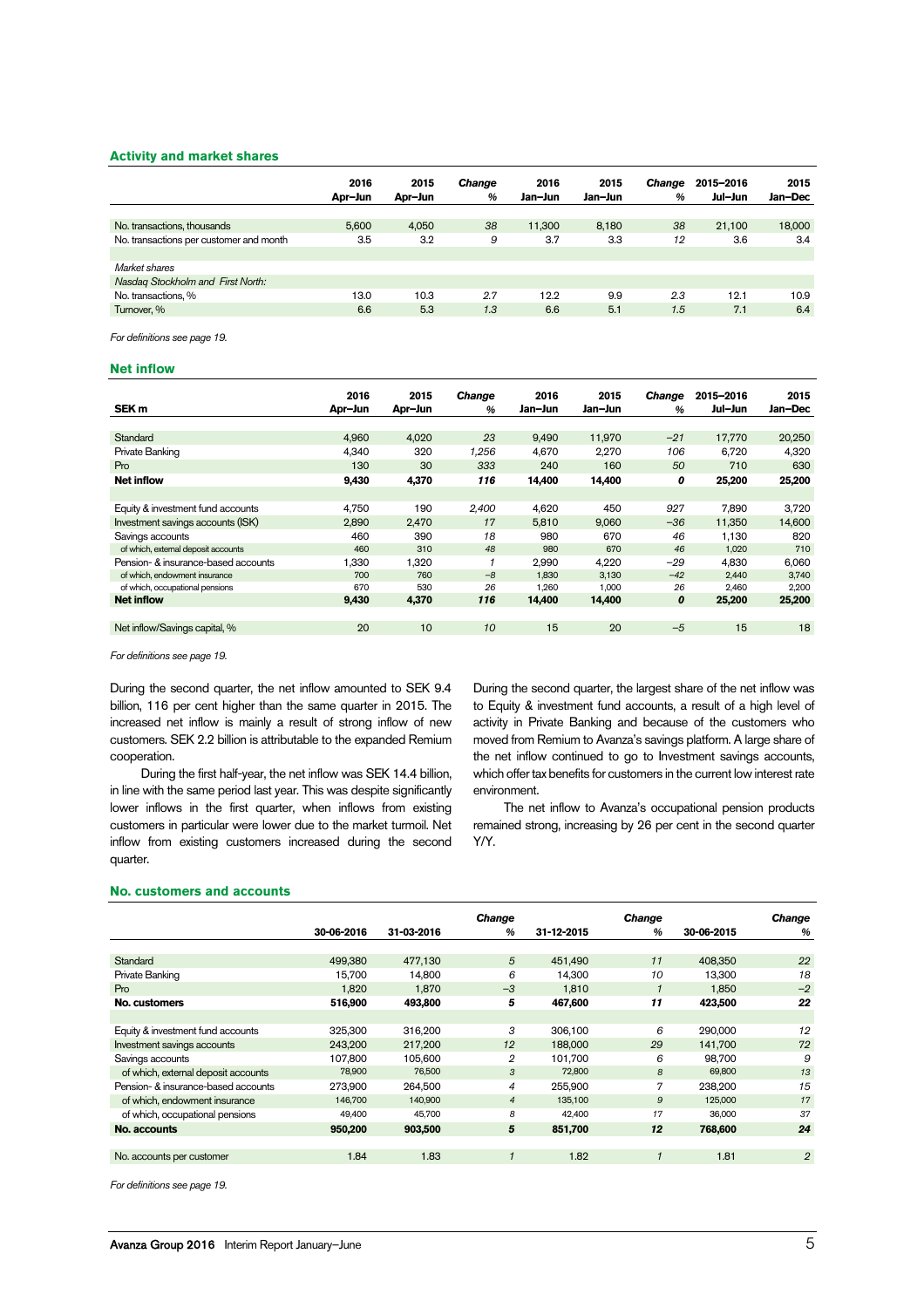## Activity and market shares

| | 2016 Apr–Jun | 2015 Apr–Jun | *Change %* | 2016 Jan–Jun | 2015 Jan–Jun | *Change %* | 2015–2016 Jul–Jun | 2015 Jan–Dec |
|---|---|---|---|---|---|---|---|---|
| No. transactions, thousands | 5,600 | 4,050 | *38* | 11,300 | 8,180 | *38* | 21,100 | 18,000 |
| No. transactions per customer and month | 3.5 | 3.2 | *9* | 3.7 | 3.3 | *12* | 3.6 | 3.4 |
| *Market shares* | | | | | | | | |
| *Nasdaq Stockholm and First North:* | | | | | | | | |
| No. transactions, % | 13.0 | 10.3 | *2.7* | 12.2 | 9.9 | *2.3* | 12.1 | 10.9 |
| Turnover, % | 6.6 | 5.3 | *1.3* | 6.6 | 5.1 | *1.5* | 7.1 | 6.4 |

*For definitions see page 19.*

## Net inflow

| SEK m | 2016 Apr–Jun | 2015 Apr–Jun | *Change %* | 2016 Jan–Jun | 2015 Jan–Jun | *Change %* | 2015–2016 Jul–Jun | 2015 Jan–Dec |
|---|---|---|---|---|---|---|---|---|
| Standard | 4,960 | 4,020 | *23* | 9,490 | 11,970 | *–21* | 17,770 | 20,250 |
| Private Banking | 4,340 | 320 | *1,256* | 4,670 | 2,270 | *106* | 6,720 | 4,320 |
| Pro | 130 | 30 | *333* | 240 | 160 | *50* | 710 | 630 |
| **Net inflow** | **9,430** | **4,370** | ***116*** | **14,400** | **14,400** | ***0*** | **25,200** | **25,200** |
| Equity & investment fund accounts | 4,750 | 190 | *2,400* | 4,620 | 450 | *927* | 7,890 | 3,720 |
| Investment savings accounts (ISK) | 2,890 | 2,470 | *17* | 5,810 | 9,060 | *–36* | 11,350 | 14,600 |
| Savings accounts | 460 | 390 | *18* | 980 | 670 | *46* | 1,130 | 820 |
| of which, external deposit accounts | 460 | 310 | *48* | 980 | 670 | *46* | 1,020 | 710 |
| Pension- & insurance-based accounts | 1,330 | 1,320 | *1* | 2,990 | 4,220 | *–29* | 4,830 | 6,060 |
| of which, endowment insurance | 700 | 760 | *–8* | 1,830 | 3,130 | *–42* | 2,440 | 3,740 |
| of which, occupational pensions | 670 | 530 | *26* | 1,260 | 1,000 | *26* | 2,460 | 2,200 |
| **Net inflow** | **9,430** | **4,370** | ***116*** | **14,400** | **14,400** | ***0*** | **25,200** | **25,200** |
| Net inflow/Savings capital, % | 20 | 10 | *10* | 15 | 20 | *–5* | 15 | 18 |

*For definitions see page 19.*

During the second quarter, the net inflow amounted to SEK 9.4 billion, 116 per cent higher than the same quarter in 2015. The increased net inflow is mainly a result of strong inflow of new customers. SEK 2.2 billion is attributable to the expanded Remium cooperation.

During the first half-year, the net inflow was SEK 14.4 billion, in line with the same period last year. This was despite significantly lower inflows in the first quarter, when inflows from existing customers in particular were lower due to the market turmoil. Net inflow from existing customers increased during the second quarter.

During the second quarter, the largest share of the net inflow was to Equity & investment fund accounts, a result of a high level of activity in Private Banking and because of the customers who moved from Remium to Avanza's savings platform. A large share of the net inflow continued to go to Investment savings accounts, which offer tax benefits for customers in the current low interest rate environment.

The net inflow to Avanza's occupational pension products remained strong, increasing by 26 per cent in the second quarter Y/Y.

## No. customers and accounts

| | 30-06-2016 | 31-03-2016 | *Change %* | 31-12-2015 | *Change %* | 30-06-2015 | *Change %* |
|---|---|---|---|---|---|---|---|
| Standard | 499,380 | 477,130 | *5* | 451,490 | *11* | 408,350 | *22* |
| Private Banking | 15,700 | 14,800 | *6* | 14,300 | *10* | 13,300 | *18* |
| Pro | 1,820 | 1,870 | *–3* | 1,810 | *1* | 1,850 | *–2* |
| **No. customers** | **516,900** | **493,800** | ***5*** | **467,600** | ***11*** | **423,500** | ***22*** |
| Equity & investment fund accounts | 325,300 | 316,200 | *3* | 306,100 | *6* | 290,000 | *12* |
| Investment savings accounts | 243,200 | 217,200 | *12* | 188,000 | *29* | 141,700 | *72* |
| Savings accounts | 107,800 | 105,600 | *2* | 101,700 | *6* | 98,700 | *9* |
| of which, external deposit accounts | 78,900 | 76,500 | *3* | 72,800 | *8* | 69,800 | *13* |
| Pension- & insurance-based accounts | 273,900 | 264,500 | *4* | 255,900 | *7* | 238,200 | *15* |
| of which, endowment insurance | 146,700 | 140,900 | *4* | 135,100 | *9* | 125,000 | *17* |
| of which, occupational pensions | 49,400 | 45,700 | *8* | 42,400 | *17* | 36,000 | *37* |
| **No. accounts** | **950,200** | **903,500** | ***5*** | **851,700** | ***12*** | **768,600** | ***24*** |
| No. accounts per customer | 1.84 | 1.83 | *1* | 1.82 | *1* | 1.81 | *2* |

*For definitions see page 19.*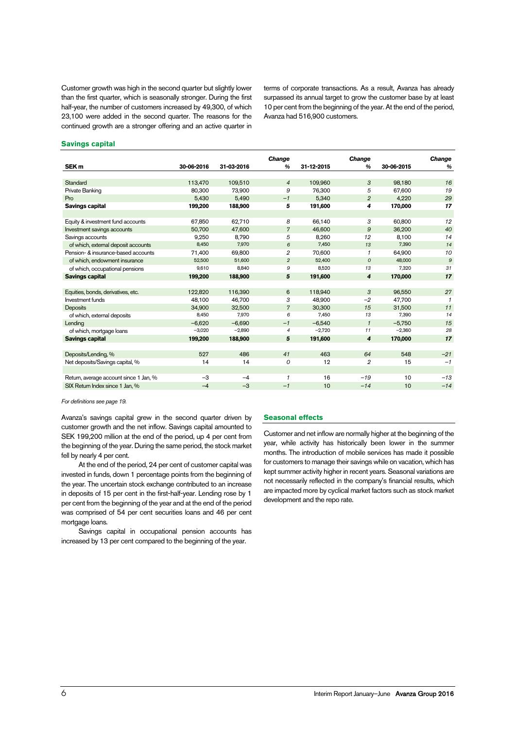Customer growth was high in the second quarter but slightly lower than the first quarter, which is seasonally stronger. During the first half-year, the number of customers increased by 49,300, of which 23,100 were added in the second quarter. The reasons for the continued growth are a stronger offering and an active quarter in terms of corporate transactions. As a result, Avanza has already surpassed its annual target to grow the customer base by at least 10 per cent from the beginning of the year. At the end of the period, Avanza had 516,900 customers.

## Savings capital

| SEK m | 30-06-2016 | 31-03-2016 | *Change %* | 31-12-2015 | *Change %* | 30-06-2015 | *Change %* |
|---|---|---|---|---|---|---|---|
| Standard | 113,470 | 109,510 | *4* | 109,960 | *3* | 98,180 | *16* |
| Private Banking | 80,300 | 73,900 | *9* | 76,300 | *5* | 67,600 | *19* |
| Pro | 5,430 | 5,490 | *–1* | 5,340 | *2* | 4,220 | *29* |
| **Savings capital** | **199,200** | **188,900** | ***5*** | **191,600** | ***4*** | **170,000** | ***17*** |
| | | | | | | | |
| Equity & investment fund accounts | 67,850 | 62,710 | *8* | 66,140 | *3* | 60,800 | *12* |
| Investment savings accounts | 50,700 | 47,600 | *7* | 46,600 | *9* | 36,200 | *40* |
| Savings accounts | 9,250 | 8,790 | *5* | 8,260 | *12* | 8,100 | *14* |
| of which, external deposit accounts | 8,450 | 7,970 | *6* | 7,450 | *13* | 7,390 | *14* |
| Pension- & insurance-based accounts | 71,400 | 69,800 | *2* | 70,600 | *1* | 64,900 | *10* |
| of which, endowment insurance | 52,500 | 51,600 | *2* | 52,400 | *0* | 48,000 | *9* |
| of which, occupational pensions | 9,610 | 8,840 | *9* | 8,520 | *13* | 7,320 | *31* |
| **Savings capital** | **199,200** | **188,900** | ***5*** | **191,600** | ***4*** | **170,000** | ***17*** |
| | | | | | | | |
| Equities, bonds, derivatives, etc. | 122,820 | 116,390 | 6 | 118,940 | *3* | 96,550 | *27* |
| Investment funds | 48,100 | 46,700 | *3* | 48,900 | *–2* | 47,700 | *1* |
| Deposits | 34,900 | 32,500 | *7* | 30,300 | *15* | 31,500 | *11* |
| of which, external deposits | 8,450 | 7,970 | 6 | 7,450 | 13 | 7,390 | 14 |
| Lending | –6,620 | –6,690 | *–1* | –6,540 | *1* | –5,750 | *15* |
| of which, mortgage loans | –3,020 | –2,890 | *4* | –2,720 | *11* | –2,360 | *28* |
| **Savings capital** | **199,200** | **188,900** | ***5*** | **191,600** | ***4*** | **170,000** | ***17*** |
| | | | | | | | |
| Deposits/Lending, % | 527 | 486 | *41* | 463 | *64* | 548 | *–21* |
| Net deposits/Savings capital, % | 14 | 14 | *0* | 12 | *2* | 15 | *–1* |
| | | | | | | | |
| Return, average account since 1 Jan, % | –3 | –4 | *1* | 16 | *–19* | 10 | *–13* |
| SIX Return Index since 1 Jan, % | –4 | –3 | *–1* | 10 | *–14* | 10 | *–14* |

*For definitions see page 19.*

Avanza's savings capital grew in the second quarter driven by customer growth and the net inflow. Savings capital amounted to SEK 199,200 million at the end of the period, up 4 per cent from the beginning of the year. During the same period, the stock market fell by nearly 4 per cent.

At the end of the period, 24 per cent of customer capital was invested in funds, down 1 percentage points from the beginning of the year. The uncertain stock exchange contributed to an increase in deposits of 15 per cent in the first-half-year. Lending rose by 1 per cent from the beginning of the year and at the end of the period was comprised of 54 per cent securities loans and 46 per cent mortgage loans.

Savings capital in occupational pension accounts has increased by 13 per cent compared to the beginning of the year.

## Seasonal effects

Customer and net inflow are normally higher at the beginning of the year, while activity has historically been lower in the summer months. The introduction of mobile services has made it possible for customers to manage their savings while on vacation, which has kept summer activity higher in recent years. Seasonal variations are not necessarily reflected in the company's financial results, which are impacted more by cyclical market factors such as stock market development and the repo rate.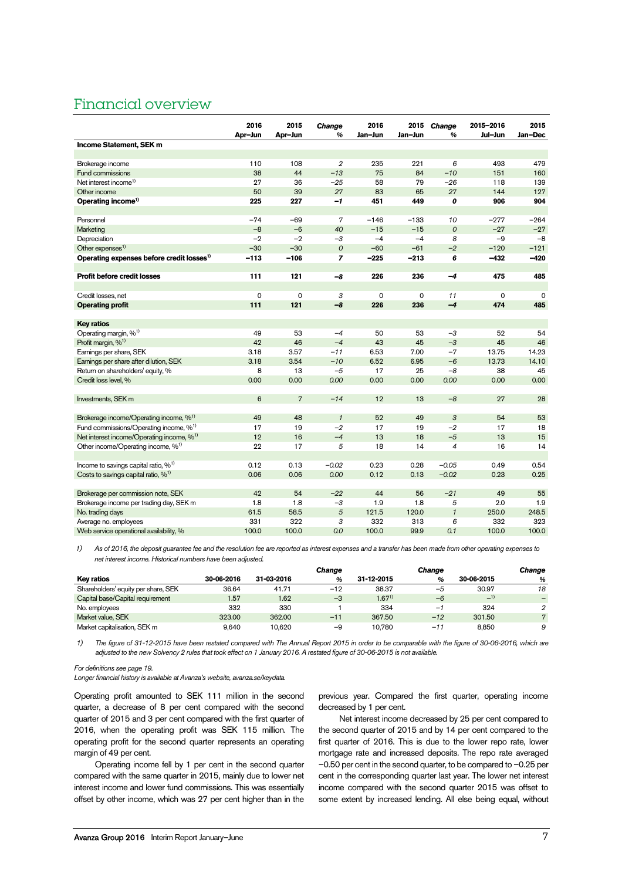# Financial overview

| | 2016 Apr–Jun | 2015 Apr–Jun | *Change %* | 2016 Jan–Jun | 2015 Jan–Jun | *Change %* | 2015–2016 Jul–Jun | 2015 Jan–Dec |
|---|---|---|---|---|---|---|---|---|
| **Income Statement, SEK m** | | | | | | | | |
| Brokerage income | 110 | 108 | *2* | 235 | 221 | *6* | 493 | 479 |
| Fund commissions | 38 | 44 | *–13* | 75 | 84 | *–10* | 151 | 160 |
| Net interest income[1] | 27 | 36 | *–25* | 58 | 79 | *–26* | 118 | 139 |
| Other income | 50 | 39 | *27* | 83 | 65 | *27* | 144 | 127 |
| **Operating income[1]** | **225** | **227** | ***–1*** | **451** | **449** | ***0*** | **906** | **904** |
| Personnel | –74 | –69 | *7* | –146 | –133 | *10* | –277 | –264 |
| Marketing | –8 | –6 | *40* | –15 | –15 | *0* | –27 | –27 |
| Depreciation | –2 | –2 | *–3* | –4 | –4 | *8* | –9 | –8 |
| Other expenses[1] | –30 | –30 | *0* | –60 | –61 | *–2* | –120 | –121 |
| **Operating expenses before credit losses[1]** | **–113** | **–106** | ***7*** | **–225** | **–213** | ***6*** | **–432** | **–420** |
| **Profit before credit losses** | **111** | **121** | ***–8*** | **226** | **236** | ***–4*** | **475** | **485** |
| Credit losses, net | 0 | 0 | *3* | 0 | 0 | *11* | 0 | 0 |
| **Operating profit** | **111** | **121** | ***–8*** | **226** | **236** | ***–4*** | **474** | **485** |
| **Key ratios** | | | | | | | | |
| Operating margin, %[1] | 49 | 53 | *–4* | 50 | 53 | *–3* | 52 | 54 |
| Profit margin, %[1] | 42 | 46 | *–4* | 43 | 45 | *–3* | 45 | 46 |
| Earnings per share, SEK | 3.18 | 3.57 | *–11* | 6.53 | 7.00 | *–7* | 13.75 | 14.23 |
| Earnings per share after dilution, SEK | 3.18 | 3.54 | *–10* | 6.52 | 6.95 | *–6* | 13.73 | 14.10 |
| Return on shareholders' equity, % | 8 | 13 | *–5* | 17 | 25 | *–8* | 38 | 45 |
| Credit loss level, % | 0.00 | 0.00 | *0.00* | 0.00 | 0.00 | *0.00* | 0.00 | 0.00 |
| Investments, SEK m | 6 | 7 | *–14* | 12 | 13 | *–8* | 27 | 28 |
| Brokerage income/Operating income, %[1] | 49 | 48 | *1* | 52 | 49 | *3* | 54 | 53 |
| Fund commissions/Operating income, %[1] | 17 | 19 | *–2* | 17 | 19 | *–2* | 17 | 18 |
| Net interest income/Operating income, %[1] | 12 | 16 | *–4* | 13 | 18 | *–5* | 13 | 15 |
| Other income/Operating income, %[1] | 22 | 17 | *5* | 18 | 14 | *4* | 16 | 14 |
| Income to savings capital ratio, %[1] | 0.12 | 0.13 | *–0.02* | 0.23 | 0.28 | *–0.05* | 0.49 | 0.54 |
| Costs to savings capital ratio, %[1] | 0.06 | 0.06 | *0.00* | 0.12 | 0.13 | *–0.02* | 0.23 | 0.25 |
| Brokerage per commission note, SEK | 42 | 54 | *–22* | 44 | 56 | *–21* | 49 | 55 |
| Brokerage income per trading day, SEK m | 1.8 | 1.8 | *–3* | 1.9 | 1.8 | *5* | 2.0 | 1.9 |
| No. trading days | 61.5 | 58.5 | *5* | 121.5 | 120.0 | *1* | 250.0 | 248.5 |
| Average no. employees | 331 | 322 | *3* | 332 | 313 | *6* | 332 | 323 |
| Web service operational availability, % | 100.0 | 100.0 | *0.0* | 100.0 | 99.9 | *0.1* | 100.0 | 100.0 |

*1) As of 2016, the deposit guarantee fee and the resolution fee are reported as interest expenses and a transfer has been made from other operating expenses to net interest income. Historical numbers have been adjusted.*

| **Key ratios** | 30-06-2016 | 31-03-2016 | *Change %* | 31-12-2015 | *Change %* | 30-06-2015 | *Change %* |
|---|---|---|---|---|---|---|---|
| Shareholders' equity per share, SEK | 36.64 | 41.71 | –12 | 38.37 | *–5* | 30.97 | *18* |
| Capital base/Capital requirement | 1.57 | 1.62 | –3 | 1.67[1] | *–6* | –[1] | *–* |
| No. employees | 332 | 330 | 1 | 334 | *–1* | 324 | *2* |
| Market value, SEK | 323.00 | 362.00 | –11 | 367.50 | *–12* | 301.50 | *7* |
| Market capitalisation, SEK m | 9,640 | 10,620 | –9 | 10,780 | *–11* | 8,850 | *9* |

*1) The figure of 31-12-2015 have been restated compared with The Annual Report 2015 in order to be comparable with the figure of 30-06-2016, which are adjusted to the new Solvency 2 rules that took effect on 1 January 2016. A restated figure of 30-06-2015 is not available.*

*For definitions see page 19.*

*Longer financial history is available at Avanza's website, avanza.se/keydata.*

Operating profit amounted to SEK 111 million in the second quarter, a decrease of 8 per cent compared with the second quarter of 2015 and 3 per cent compared with the first quarter of 2016, when the operating profit was SEK 115 million. The operating profit for the second quarter represents an operating margin of 49 per cent.

Operating income fell by 1 per cent in the second quarter compared with the same quarter in 2015, mainly due to lower net interest income and lower fund commissions. This was essentially offset by other income, which was 27 per cent higher than in the previous year. Compared the first quarter, operating income decreased by 1 per cent.

Net interest income decreased by 25 per cent compared to the second quarter of 2015 and by 14 per cent compared to the first quarter of 2016. This is due to the lower repo rate, lower mortgage rate and increased deposits. The repo rate averaged –0.50 per cent in the second quarter, to be compared to –0.25 per cent in the corresponding quarter last year. The lower net interest income compared with the second quarter 2015 was offset to some extent by increased lending. All else being equal, without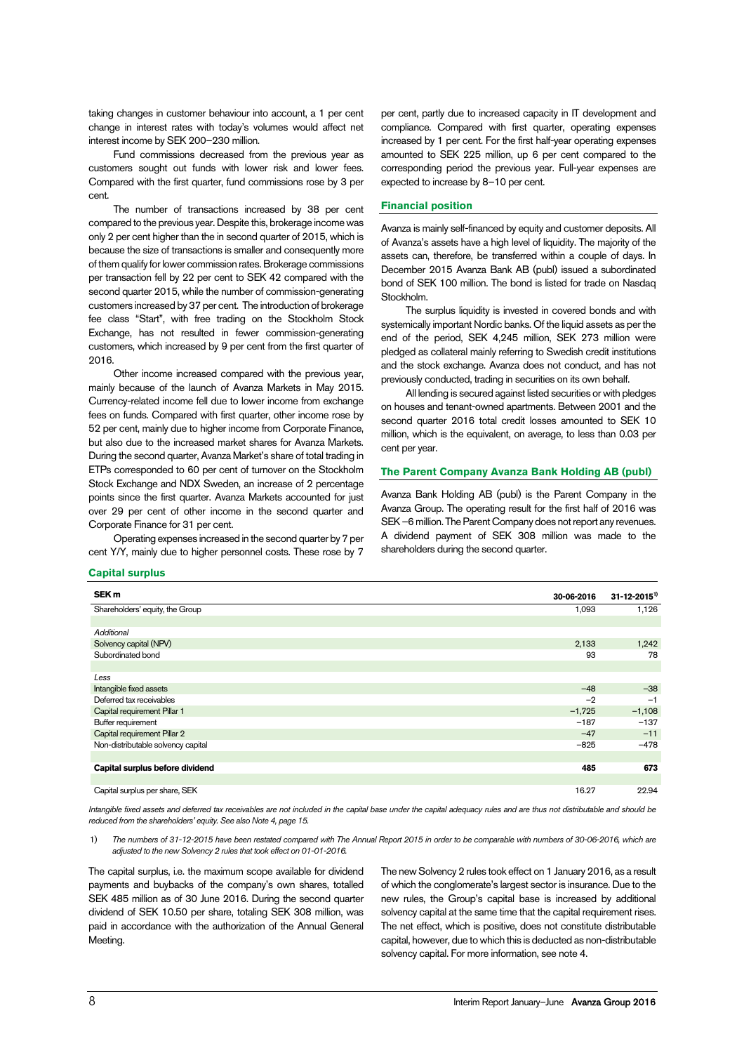taking changes in customer behaviour into account, a 1 per cent change in interest rates with today's volumes would affect net interest income by SEK 200–230 million.

Fund commissions decreased from the previous year as customers sought out funds with lower risk and lower fees. Compared with the first quarter, fund commissions rose by 3 per cent.

The number of transactions increased by 38 per cent compared to the previous year. Despite this, brokerage income was only 2 per cent higher than the in second quarter of 2015, which is because the size of transactions is smaller and consequently more of them qualify for lower commission rates. Brokerage commissions per transaction fell by 22 per cent to SEK 42 compared with the second quarter 2015, while the number of commission-generating customers increased by 37 per cent. The introduction of brokerage fee class "Start", with free trading on the Stockholm Stock Exchange, has not resulted in fewer commission-generating customers, which increased by 9 per cent from the first quarter of 2016.

Other income increased compared with the previous year, mainly because of the launch of Avanza Markets in May 2015. Currency-related income fell due to lower income from exchange fees on funds. Compared with first quarter, other income rose by 52 per cent, mainly due to higher income from Corporate Finance, but also due to the increased market shares for Avanza Markets. During the second quarter, Avanza Market's share of total trading in ETPs corresponded to 60 per cent of turnover on the Stockholm Stock Exchange and NDX Sweden, an increase of 2 percentage points since the first quarter. Avanza Markets accounted for just over 29 per cent of other income in the second quarter and Corporate Finance for 31 per cent.

Operating expenses increased in the second quarter by 7 per cent Y/Y, mainly due to higher personnel costs. These rose by 7 per cent, partly due to increased capacity in IT development and compliance. Compared with first quarter, operating expenses increased by 1 per cent. For the first half-year operating expenses amounted to SEK 225 million, up 6 per cent compared to the corresponding period the previous year. Full-year expenses are expected to increase by 8–10 per cent.

## Financial position

Avanza is mainly self-financed by equity and customer deposits. All of Avanza's assets have a high level of liquidity. The majority of the assets can, therefore, be transferred within a couple of days. In December 2015 Avanza Bank AB (publ) issued a subordinated bond of SEK 100 million. The bond is listed for trade on Nasdaq Stockholm.

The surplus liquidity is invested in covered bonds and with systemically important Nordic banks. Of the liquid assets as per the end of the period, SEK 4,245 million, SEK 273 million were pledged as collateral mainly referring to Swedish credit institutions and the stock exchange. Avanza does not conduct, and has not previously conducted, trading in securities on its own behalf.

All lending is secured against listed securities or with pledges on houses and tenant-owned apartments. Between 2001 and the second quarter 2016 total credit losses amounted to SEK 10 million, which is the equivalent, on average, to less than 0.03 per cent per year.

## The Parent Company Avanza Bank Holding AB (publ)

Avanza Bank Holding AB (publ) is the Parent Company in the Avanza Group. The operating result for the first half of 2016 was SEK –6 million. The Parent Company does not report any revenues. A dividend payment of SEK 308 million was made to the shareholders during the second quarter.

## Capital surplus

| SEK m | 30-06-2016 | 31-12-2015[1] |
|---|---|---|
| Shareholders' equity, the Group | 1,093 | 1,126 |
| | | |
| *Additional* | | |
| Solvency capital (NPV) | 2,133 | 1,242 |
| Subordinated bond | 93 | 78 |
| | | |
| *Less* | | |
| Intangible fixed assets | –48 | –38 |
| Deferred tax receivables | –2 | –1 |
| Capital requirement Pillar 1 | –1,725 | –1,108 |
| Buffer requirement | –187 | –137 |
| Capital requirement Pillar 2 | –47 | –11 |
| Non-distributable solvency capital | –825 | –478 |
| | | |
| **Capital surplus before dividend** | **485** | **673** |
| | | |
| Capital surplus per share, SEK | 16.27 | 22.94 |

*Intangible fixed assets and deferred tax receivables are not included in the capital base under the capital adequacy rules and are thus not distributable and should be reduced from the shareholders' equity. See also Note 4, page 15.*

1) *The numbers of 31-12-2015 have been restated compared with The Annual Report 2015 in order to be comparable with numbers of 30-06-2016, which are adjusted to the new Solvency 2 rules that took effect on 01-01-2016.*

The capital surplus, i.e. the maximum scope available for dividend payments and buybacks of the company's own shares, totalled SEK 485 million as of 30 June 2016. During the second quarter dividend of SEK 10.50 per share, totaling SEK 308 million, was paid in accordance with the authorization of the Annual General Meeting.

The new Solvency 2 rules took effect on 1 January 2016, as a result of which the conglomerate's largest sector is insurance. Due to the new rules, the Group's capital base is increased by additional solvency capital at the same time that the capital requirement rises. The net effect, which is positive, does not constitute distributable capital, however, due to which this is deducted as non-distributable solvency capital. For more information, see note 4.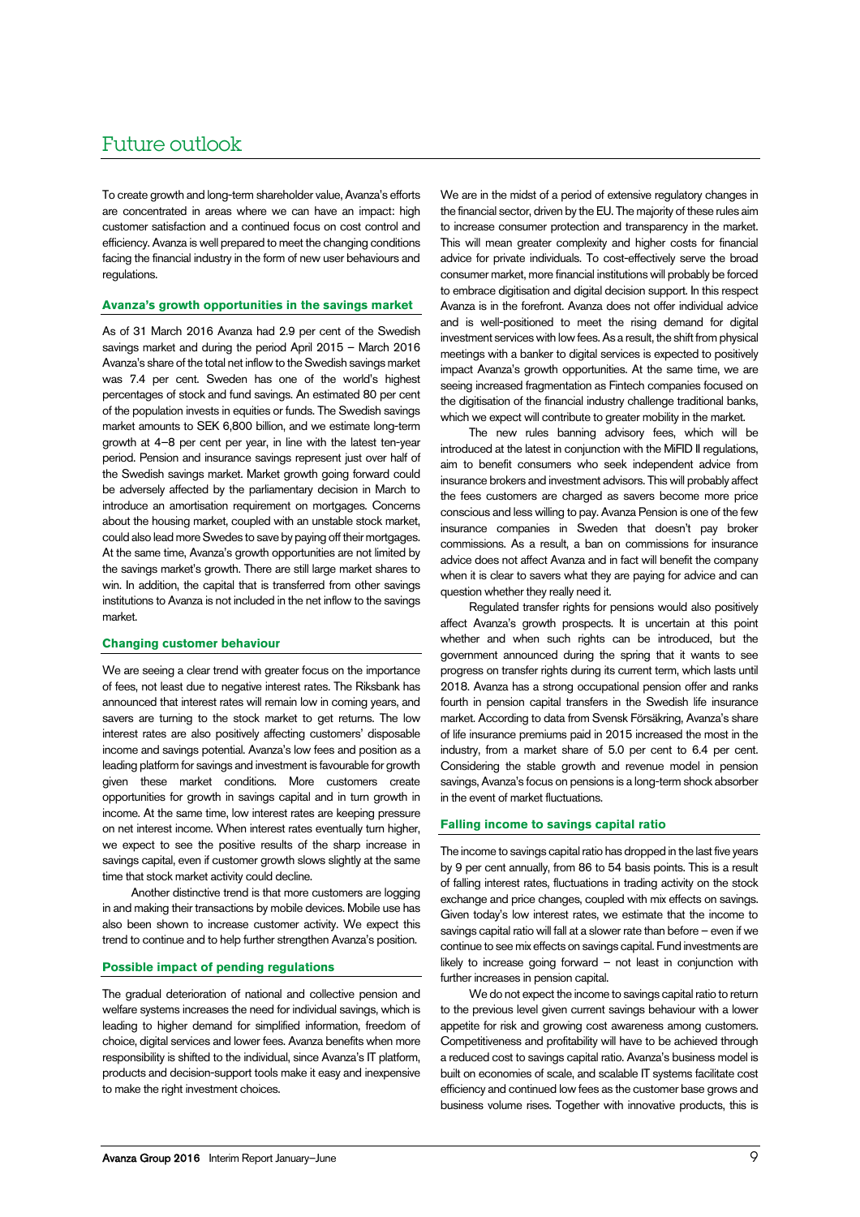# Future outlook

To create growth and long-term shareholder value, Avanza's efforts are concentrated in areas where we can have an impact: high customer satisfaction and a continued focus on cost control and efficiency. Avanza is well prepared to meet the changing conditions facing the financial industry in the form of new user behaviours and regulations.

### Avanza's growth opportunities in the savings market

As of 31 March 2016 Avanza had 2.9 per cent of the Swedish savings market and during the period April 2015 – March 2016 Avanza's share of the total net inflow to the Swedish savings market was 7.4 per cent. Sweden has one of the world's highest percentages of stock and fund savings. An estimated 80 per cent of the population invests in equities or funds. The Swedish savings market amounts to SEK 6,800 billion, and we estimate long-term growth at 4–8 per cent per year, in line with the latest ten-year period. Pension and insurance savings represent just over half of the Swedish savings market. Market growth going forward could be adversely affected by the parliamentary decision in March to introduce an amortisation requirement on mortgages. Concerns about the housing market, coupled with an unstable stock market, could also lead more Swedes to save by paying off their mortgages. At the same time, Avanza's growth opportunities are not limited by the savings market's growth. There are still large market shares to win. In addition, the capital that is transferred from other savings institutions to Avanza is not included in the net inflow to the savings market.

### Changing customer behaviour

We are seeing a clear trend with greater focus on the importance of fees, not least due to negative interest rates. The Riksbank has announced that interest rates will remain low in coming years, and savers are turning to the stock market to get returns. The low interest rates are also positively affecting customers' disposable income and savings potential. Avanza's low fees and position as a leading platform for savings and investment is favourable for growth given these market conditions. More customers create opportunities for growth in savings capital and in turn growth in income. At the same time, low interest rates are keeping pressure on net interest income. When interest rates eventually turn higher, we expect to see the positive results of the sharp increase in savings capital, even if customer growth slows slightly at the same time that stock market activity could decline.

Another distinctive trend is that more customers are logging in and making their transactions by mobile devices. Mobile use has also been shown to increase customer activity. We expect this trend to continue and to help further strengthen Avanza's position.

### Possible impact of pending regulations

The gradual deterioration of national and collective pension and welfare systems increases the need for individual savings, which is leading to higher demand for simplified information, freedom of choice, digital services and lower fees. Avanza benefits when more responsibility is shifted to the individual, since Avanza's IT platform, products and decision-support tools make it easy and inexpensive to make the right investment choices.

We are in the midst of a period of extensive regulatory changes in the financial sector, driven by the EU. The majority of these rules aim to increase consumer protection and transparency in the market. This will mean greater complexity and higher costs for financial advice for private individuals. To cost-effectively serve the broad consumer market, more financial institutions will probably be forced to embrace digitisation and digital decision support. In this respect Avanza is in the forefront. Avanza does not offer individual advice and is well-positioned to meet the rising demand for digital investment services with low fees. As a result, the shift from physical meetings with a banker to digital services is expected to positively impact Avanza's growth opportunities. At the same time, we are seeing increased fragmentation as Fintech companies focused on the digitisation of the financial industry challenge traditional banks, which we expect will contribute to greater mobility in the market.

The new rules banning advisory fees, which will be introduced at the latest in conjunction with the MiFID II regulations, aim to benefit consumers who seek independent advice from insurance brokers and investment advisors. This will probably affect the fees customers are charged as savers become more price conscious and less willing to pay. Avanza Pension is one of the few insurance companies in Sweden that doesn't pay broker commissions. As a result, a ban on commissions for insurance advice does not affect Avanza and in fact will benefit the company when it is clear to savers what they are paying for advice and can question whether they really need it.

Regulated transfer rights for pensions would also positively affect Avanza's growth prospects. It is uncertain at this point whether and when such rights can be introduced, but the government announced during the spring that it wants to see progress on transfer rights during its current term, which lasts until 2018. Avanza has a strong occupational pension offer and ranks fourth in pension capital transfers in the Swedish life insurance market. According to data from Svensk Försäkring, Avanza's share of life insurance premiums paid in 2015 increased the most in the industry, from a market share of 5.0 per cent to 6.4 per cent. Considering the stable growth and revenue model in pension savings, Avanza's focus on pensions is a long-term shock absorber in the event of market fluctuations.

### Falling income to savings capital ratio

The income to savings capital ratio has dropped in the last five years by 9 per cent annually, from 86 to 54 basis points. This is a result of falling interest rates, fluctuations in trading activity on the stock exchange and price changes, coupled with mix effects on savings. Given today's low interest rates, we estimate that the income to savings capital ratio will fall at a slower rate than before – even if we continue to see mix effects on savings capital. Fund investments are likely to increase going forward – not least in conjunction with further increases in pension capital.

We do not expect the income to savings capital ratio to return to the previous level given current savings behaviour with a lower appetite for risk and growing cost awareness among customers. Competitiveness and profitability will have to be achieved through a reduced cost to savings capital ratio. Avanza's business model is built on economies of scale, and scalable IT systems facilitate cost efficiency and continued low fees as the customer base grows and business volume rises. Together with innovative products, this is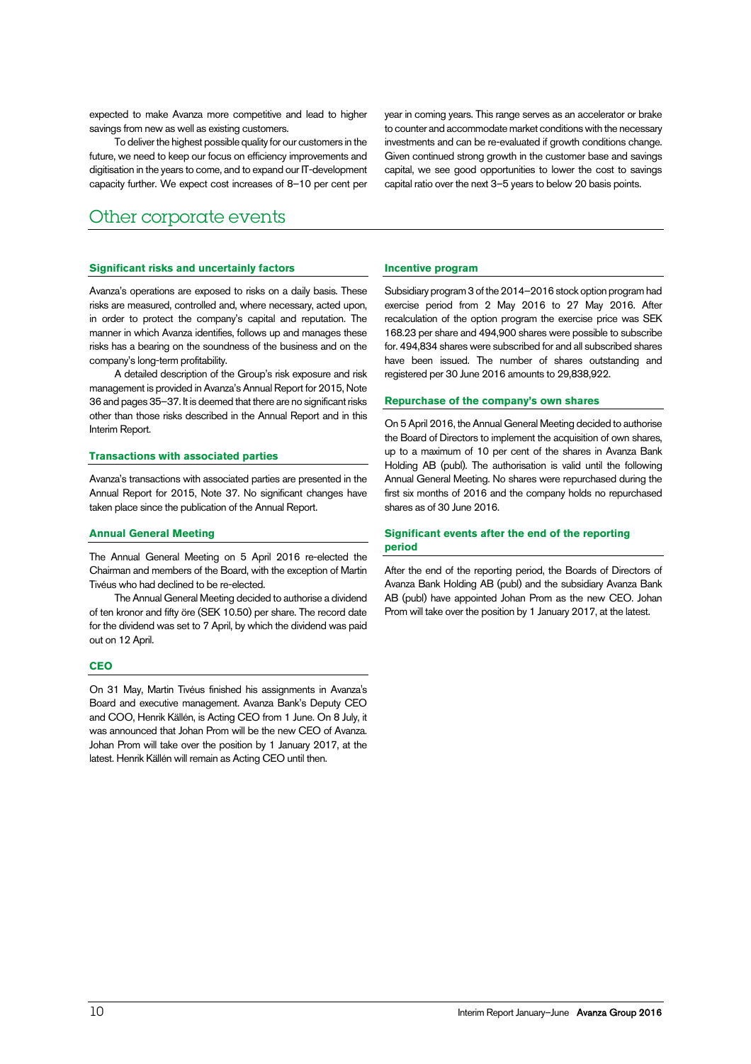expected to make Avanza more competitive and lead to higher savings from new as well as existing customers.

To deliver the highest possible quality for our customers in the future, we need to keep our focus on efficiency improvements and digitisation in the years to come, and to expand our IT-development capacity further. We expect cost increases of 8–10 per cent per year in coming years. This range serves as an accelerator or brake to counter and accommodate market conditions with the necessary investments and can be re-evaluated if growth conditions change. Given continued strong growth in the customer base and savings capital, we see good opportunities to lower the cost to savings capital ratio over the next 3–5 years to below 20 basis points.

# Other corporate events

### Significant risks and uncertainly factors

Avanza's operations are exposed to risks on a daily basis. These risks are measured, controlled and, where necessary, acted upon, in order to protect the company's capital and reputation. The manner in which Avanza identifies, follows up and manages these risks has a bearing on the soundness of the business and on the company's long-term profitability.

A detailed description of the Group's risk exposure and risk management is provided in Avanza's Annual Report for 2015, Note 36 and pages 35–37. It is deemed that there are no significant risks other than those risks described in the Annual Report and in this Interim Report.

### Transactions with associated parties

Avanza's transactions with associated parties are presented in the Annual Report for 2015, Note 37. No significant changes have taken place since the publication of the Annual Report.

### Annual General Meeting

The Annual General Meeting on 5 April 2016 re-elected the Chairman and members of the Board, with the exception of Martin Tivéus who had declined to be re-elected.

The Annual General Meeting decided to authorise a dividend of ten kronor and fifty öre (SEK 10.50) per share. The record date for the dividend was set to 7 April, by which the dividend was paid out on 12 April.

### CEO

On 31 May, Martin Tivéus finished his assignments in Avanza's Board and executive management. Avanza Bank's Deputy CEO and COO, Henrik Källén, is Acting CEO from 1 June. On 8 July, it was announced that Johan Prom will be the new CEO of Avanza. Johan Prom will take over the position by 1 January 2017, at the latest. Henrik Källén will remain as Acting CEO until then.

### Incentive program

Subsidiary program 3 of the 2014–2016 stock option program had exercise period from 2 May 2016 to 27 May 2016. After recalculation of the option program the exercise price was SEK 168.23 per share and 494,900 shares were possible to subscribe for. 494,834 shares were subscribed for and all subscribed shares have been issued. The number of shares outstanding and registered per 30 June 2016 amounts to 29,838,922.

### Repurchase of the company's own shares

On 5 April 2016, the Annual General Meeting decided to authorise the Board of Directors to implement the acquisition of own shares, up to a maximum of 10 per cent of the shares in Avanza Bank Holding AB (publ). The authorisation is valid until the following Annual General Meeting. No shares were repurchased during the first six months of 2016 and the company holds no repurchased shares as of 30 June 2016.

### Significant events after the end of the reporting period

After the end of the reporting period, the Boards of Directors of Avanza Bank Holding AB (publ) and the subsidiary Avanza Bank AB (publ) have appointed Johan Prom as the new CEO. Johan Prom will take over the position by 1 January 2017, at the latest.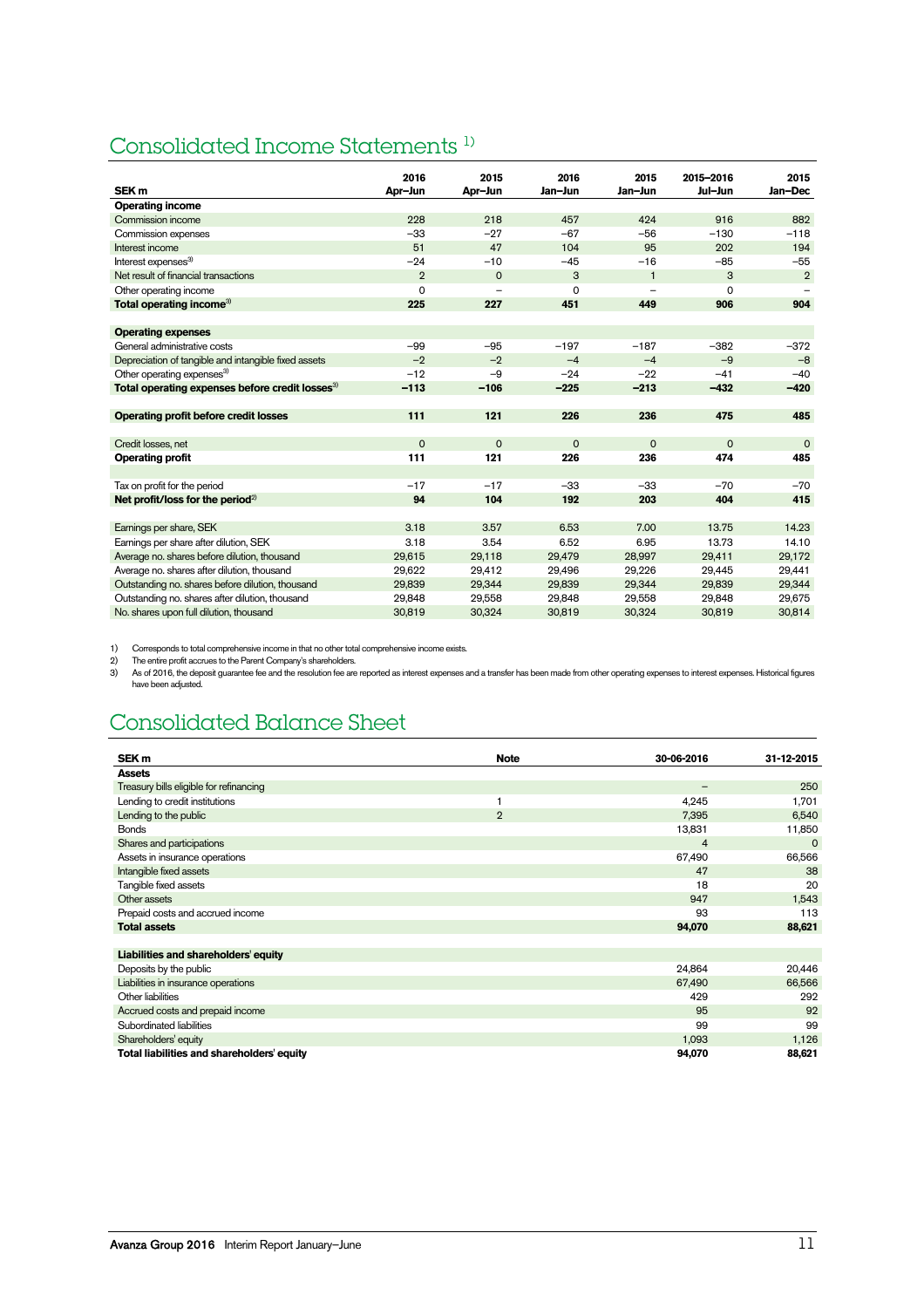## Consolidated Income Statements [1)]

| SEK m | 2016 Apr–Jun | 2015 Apr–Jun | 2016 Jan–Jun | 2015 Jan–Jun | 2015–2016 Jul–Jun | 2015 Jan–Dec |
|---|---|---|---|---|---|---|
| **Operating income** | | | | | | |
| Commission income | 228 | 218 | 457 | 424 | 916 | 882 |
| Commission expenses | −33 | −27 | −67 | −56 | −130 | −118 |
| Interest income | 51 | 47 | 104 | 95 | 202 | 194 |
| Interest expenses[3)] | −24 | −10 | −45 | −16 | −85 | −55 |
| Net result of financial transactions | 2 | 0 | 3 | 1 | 3 | 2 |
| Other operating income | 0 | – | 0 | – | 0 | – |
| **Total operating income[3)]** | **225** | **227** | **451** | **449** | **906** | **904** |
| | | | | | | |
| **Operating expenses** | | | | | | |
| General administrative costs | −99 | −95 | −197 | −187 | −382 | −372 |
| Depreciation of tangible and intangible fixed assets | −2 | −2 | −4 | −4 | −9 | −8 |
| Other operating expenses[3)] | −12 | −9 | −24 | −22 | −41 | −40 |
| **Total operating expenses before credit losses[3)]** | **−113** | **−106** | **−225** | **−213** | **−432** | **−420** |
| | | | | | | |
| **Operating profit before credit losses** | **111** | **121** | **226** | **236** | **475** | **485** |
| | | | | | | |
| Credit losses, net | 0 | 0 | 0 | 0 | 0 | 0 |
| **Operating profit** | **111** | **121** | **226** | **236** | **474** | **485** |
| | | | | | | |
| Tax on profit for the period | −17 | −17 | −33 | −33 | −70 | −70 |
| **Net profit/loss for the period[2)]** | **94** | **104** | **192** | **203** | **404** | **415** |
| | | | | | | |
| Earnings per share, SEK | 3.18 | 3.57 | 6.53 | 7.00 | 13.75 | 14.23 |
| Earnings per share after dilution, SEK | 3.18 | 3.54 | 6.52 | 6.95 | 13.73 | 14.10 |
| Average no. shares before dilution, thousand | 29,615 | 29,118 | 29,479 | 28,997 | 29,411 | 29,172 |
| Average no. shares after dilution, thousand | 29,622 | 29,412 | 29,496 | 29,226 | 29,445 | 29,441 |
| Outstanding no. shares before dilution, thousand | 29,839 | 29,344 | 29,839 | 29,344 | 29,839 | 29,344 |
| Outstanding no. shares after dilution, thousand | 29,848 | 29,558 | 29,848 | 29,558 | 29,848 | 29,675 |
| No. shares upon full dilution, thousand | 30,819 | 30,324 | 30,819 | 30,324 | 30,819 | 30,814 |

1) Corresponds to total comprehensive income in that no other total comprehensive income exists.
2) The entire profit accrues to the Parent Company's shareholders.
3) As of 2016, the deposit guarantee fee and the resolution fee are reported as interest expenses and a transfer has been made from other operating expenses to interest expenses. Historical figures have been adjusted.

## Consolidated Balance Sheet

| SEK m | Note | 30-06-2016 | 31-12-2015 |
|---|---|---|---|
| **Assets** | | | |
| Treasury bills eligible for refinancing | | – | 250 |
| Lending to credit institutions | 1 | 4,245 | 1,701 |
| Lending to the public | 2 | 7,395 | 6,540 |
| Bonds | | 13,831 | 11,850 |
| Shares and participations | | 4 | 0 |
| Assets in insurance operations | | 67,490 | 66,566 |
| Intangible fixed assets | | 47 | 38 |
| Tangible fixed assets | | 18 | 20 |
| Other assets | | 947 | 1,543 |
| Prepaid costs and accrued income | | 93 | 113 |
| **Total assets** | | **94,070** | **88,621** |
| | | | |
| **Liabilities and shareholders' equity** | | | |
| Deposits by the public | | 24,864 | 20,446 |
| Liabilities in insurance operations | | 67,490 | 66,566 |
| Other liabilities | | 429 | 292 |
| Accrued costs and prepaid income | | 95 | 92 |
| Subordinated liabilities | | 99 | 99 |
| Shareholders' equity | | 1,093 | 1,126 |
| **Total liabilities and shareholders' equity** | | **94,070** | **88,621** |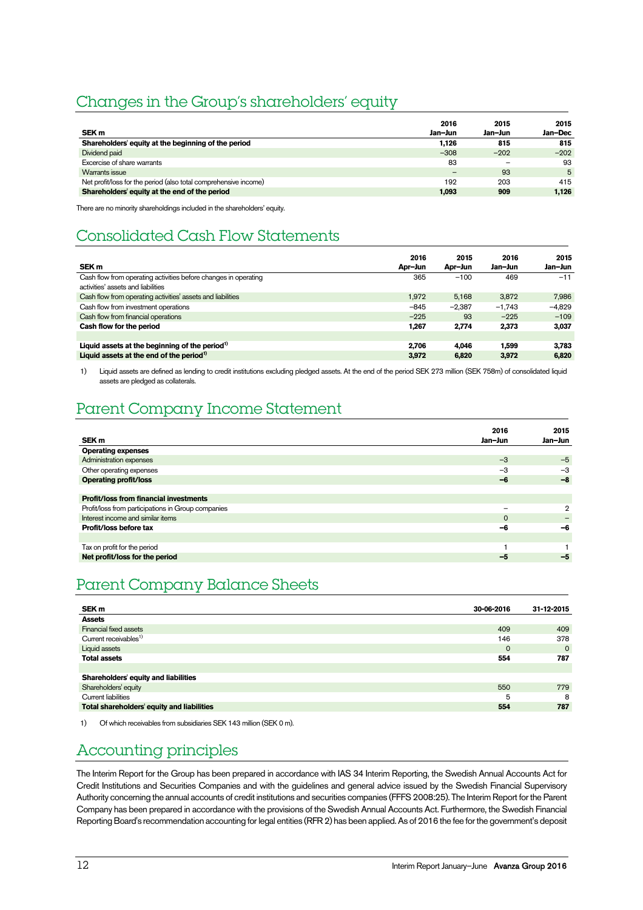## Changes in the Group's shareholders' equity

| SEK m | 2016 Jan–Jun | 2015 Jan–Jun | 2015 Jan–Dec |
|---|---|---|---|
| **Shareholders' equity at the beginning of the period** | **1,126** | **815** | **815** |
| Dividend paid | –308 | –202 | –202 |
| Excercise of share warrants | 83 | – | 93 |
| Warrants issue | – | 93 | 5 |
| Net profit/loss for the period (also total comprehensive income) | 192 | 203 | 415 |
| **Shareholders' equity at the end of the period** | **1,093** | **909** | **1,126** |

There are no minority shareholdings included in the shareholders' equity.

## Consolidated Cash Flow Statements

| SEK m | 2016 Apr–Jun | 2015 Apr–Jun | 2016 Jan–Jun | 2015 Jan–Jun |
|---|---|---|---|---|
| Cash flow from operating activities before changes in operating activities' assets and liabilities | 365 | –100 | 469 | –11 |
| Cash flow from operating activities' assets and liabilities | 1,972 | 5,168 | 3,872 | 7,986 |
| Cash flow from investment operations | –845 | –2,387 | –1,743 | –4,829 |
| Cash flow from financial operations | –225 | 93 | –225 | –109 |
| **Cash flow for the period** | **1,267** | **2,774** | **2,373** | **3,037** |
| | | | | |
| **Liquid assets at the beginning of the period[1)]** | **2,706** | **4,046** | **1,599** | **3,783** |
| **Liquid assets at the end of the period[1)]** | **3,972** | **6,820** | **3,972** | **6,820** |

1) Liquid assets are defined as lending to credit institutions excluding pledged assets. At the end of the period SEK 273 million (SEK 758m) of consolidated liquid assets are pledged as collaterals.

## Parent Company Income Statement

| SEK m | 2016 Jan–Jun | 2015 Jan–Jun |
|---|---|---|
| **Operating expenses** | | |
| Administration expenses | –3 | –5 |
| Other operating expenses | –3 | –3 |
| **Operating profit/loss** | **–6** | **–8** |
| | | |
| **Profit/loss from financial investments** | | |
| Profit/loss from participations in Group companies | – | 2 |
| Interest income and similar items | 0 | – |
| **Profit/loss before tax** | **–6** | **–6** |
| | | |
| Tax on profit for the period | 1 | 1 |
| **Net profit/loss for the period** | **–5** | **–5** |

## Parent Company Balance Sheets

| SEK m | 30-06-2016 | 31-12-2015 |
|---|---|---|
| **Assets** | | |
| Financial fixed assets | 409 | 409 |
| Current receivables[1)] | 146 | 378 |
| Liquid assets | 0 | 0 |
| **Total assets** | **554** | **787** |
| | | |
| **Shareholders' equity and liabilities** | | |
| Shareholders' equity | 550 | 779 |
| Current liabilities | 5 | 8 |
| **Total shareholders' equity and liabilities** | **554** | **787** |

1) Of which receivables from subsidiaries SEK 143 million (SEK 0 m).

## Accounting principles

The Interim Report for the Group has been prepared in accordance with IAS 34 Interim Reporting, the Swedish Annual Accounts Act for Credit Institutions and Securities Companies and with the guidelines and general advice issued by the Swedish Financial Supervisory Authority concerning the annual accounts of credit institutions and securities companies (FFFS 2008:25). The Interim Report for the Parent Company has been prepared in accordance with the provisions of the Swedish Annual Accounts Act. Furthermore, the Swedish Financial Reporting Board's recommendation accounting for legal entities (RFR 2) has been applied. As of 2016 the fee for the government's deposit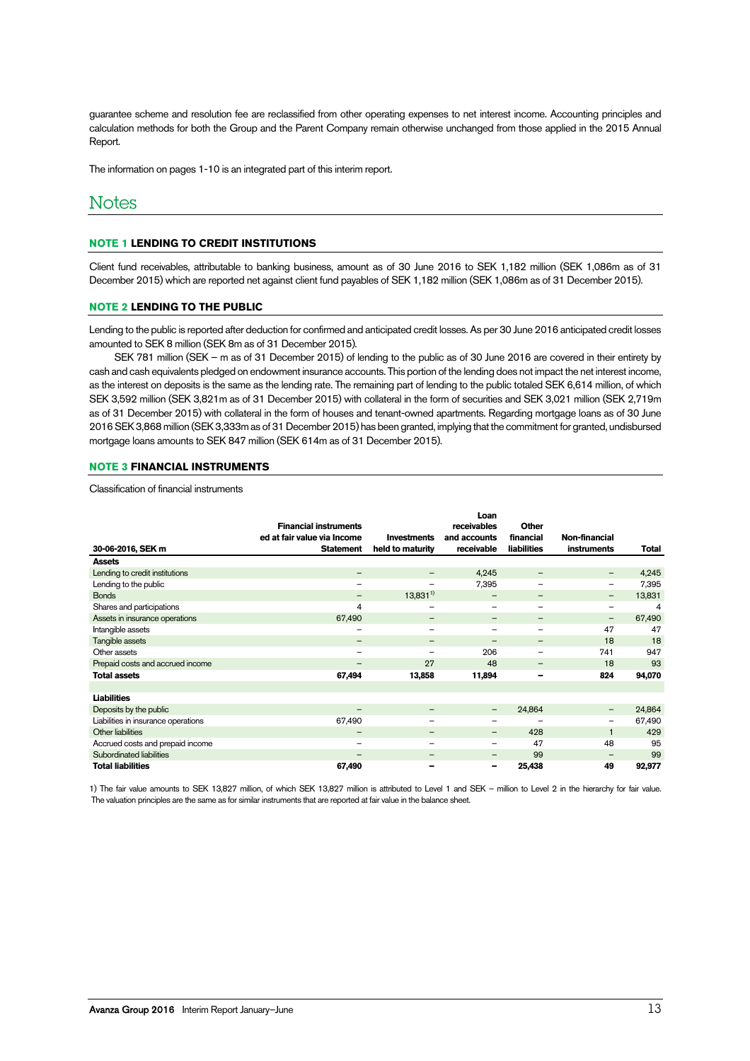guarantee scheme and resolution fee are reclassified from other operating expenses to net interest income. Accounting principles and calculation methods for both the Group and the Parent Company remain otherwise unchanged from those applied in the 2015 Annual Report.

The information on pages 1-10 is an integrated part of this interim report.

# Notes

## NOTE 1 LENDING TO CREDIT INSTITUTIONS

Client fund receivables, attributable to banking business, amount as of 30 June 2016 to SEK 1,182 million (SEK 1,086m as of 31 December 2015) which are reported net against client fund payables of SEK 1,182 million (SEK 1,086m as of 31 December 2015).

## NOTE 2 LENDING TO THE PUBLIC

Lending to the public is reported after deduction for confirmed and anticipated credit losses. As per 30 June 2016 anticipated credit losses amounted to SEK 8 million (SEK 8m as of 31 December 2015).

SEK 781 million (SEK – m as of 31 December 2015) of lending to the public as of 30 June 2016 are covered in their entirety by cash and cash equivalents pledged on endowment insurance accounts. This portion of the lending does not impact the net interest income, as the interest on deposits is the same as the lending rate. The remaining part of lending to the public totaled SEK 6,614 million, of which SEK 3,592 million (SEK 3,821m as of 31 December 2015) with collateral in the form of securities and SEK 3,021 million (SEK 2,719m as of 31 December 2015) with collateral in the form of houses and tenant-owned apartments. Regarding mortgage loans as of 30 June 2016 SEK 3,868 million (SEK 3,333m as of 31 December 2015) has been granted, implying that the commitment for granted, undisbursed mortgage loans amounts to SEK 847 million (SEK 614m as of 31 December 2015).

## NOTE 3 FINANCIAL INSTRUMENTS

Classification of financial instruments

| 30-06-2016, SEK m | Financial instruments ed at fair value via Income Statement | Investments held to maturity | Loan receivables and accounts receivable | Other financial liabilities | Non-financial instruments | Total |
|---|---|---|---|---|---|---|
| **Assets** | | | | | | |
| Lending to credit institutions | – | – | 4,245 | – | – | 4,245 |
| Lending to the public | – | – | 7,395 | – | – | 7,395 |
| Bonds | – | 13,831[1)] | – | – | – | 13,831 |
| Shares and participations | 4 | – | – | – | – | 4 |
| Assets in insurance operations | 67,490 | – | – | – | – | 67,490 |
| Intangible assets | – | – | – | – | 47 | 47 |
| Tangible assets | – | – | – | – | 18 | 18 |
| Other assets | – | – | 206 | – | 741 | 947 |
| Prepaid costs and accrued income | – | 27 | 48 | – | 18 | 93 |
| **Total assets** | **67,494** | **13,858** | **11,894** | **–** | **824** | **94,070** |
| | | | | | | |
| **Liabilities** | | | | | | |
| Deposits by the public | – | – | – | 24,864 | – | 24,864 |
| Liabilities in insurance operations | 67,490 | – | – | – | – | 67,490 |
| Other liabilities | – | – | – | 428 | 1 | 429 |
| Accrued costs and prepaid income | – | – | – | 47 | 48 | 95 |
| Subordinated liabilities | – | – | – | 99 | – | 99 |
| **Total liabilities** | **67,490** | **–** | **–** | **25,438** | **49** | **92,977** |

1) The fair value amounts to SEK 13,827 million, of which SEK 13,827 million is attributed to Level 1 and SEK – million to Level 2 in the hierarchy for fair value. The valuation principles are the same as for similar instruments that are reported at fair value in the balance sheet.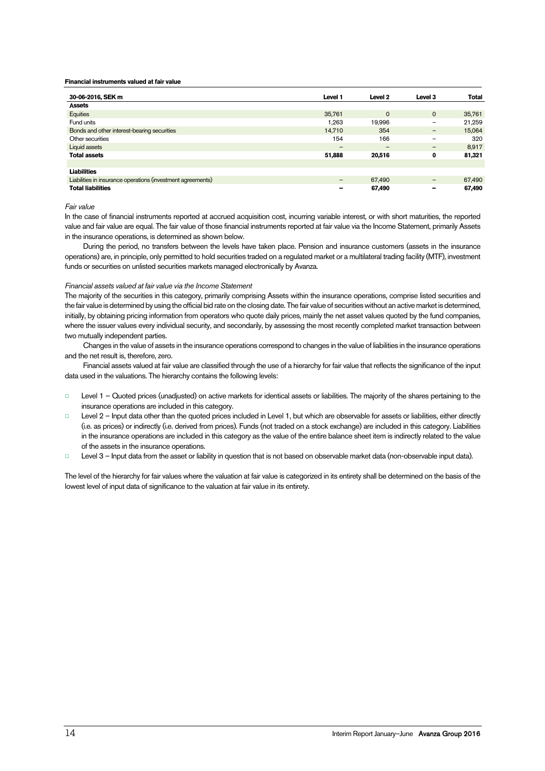**Financial instruments valued at fair value**

| 30-06-2016, SEK m | Level 1 | Level 2 | Level 3 | Total |
|---|---|---|---|---|
| **Assets** | | | | |
| Equities | 35,761 | 0 | 0 | 35,761 |
| Fund units | 1,263 | 19,996 | – | 21,259 |
| Bonds and other interest-bearing securities | 14,710 | 354 | – | 15,064 |
| Other securities | 154 | 166 | – | 320 |
| Liquid assets | – | – | – | 8,917 |
| **Total assets** | **51,888** | **20,516** | **0** | **81,321** |
| | | | | |
| **Liabilities** | | | | |
| Liabilities in insurance operations (investment agreements) | – | 67,490 | – | 67,490 |
| **Total liabilities** | **–** | **67,490** | **–** | **67,490** |

*Fair value*

In the case of financial instruments reported at accrued acquisition cost, incurring variable interest, or with short maturities, the reported value and fair value are equal. The fair value of those financial instruments reported at fair value via the Income Statement, primarily Assets in the insurance operations, is determined as shown below.

During the period, no transfers between the levels have taken place. Pension and insurance customers (assets in the insurance operations) are, in principle, only permitted to hold securities traded on a regulated market or a multilateral trading facility (MTF), investment funds or securities on unlisted securities markets managed electronically by Avanza.

*Financial assets valued at fair value via the Income Statement*

The majority of the securities in this category, primarily comprising Assets within the insurance operations, comprise listed securities and the fair value is determined by using the official bid rate on the closing date. The fair value of securities without an active market is determined, initially, by obtaining pricing information from operators who quote daily prices, mainly the net asset values quoted by the fund companies, where the issuer values every individual security, and secondarily, by assessing the most recently completed market transaction between two mutually independent parties.

Changes in the value of assets in the insurance operations correspond to changes in the value of liabilities in the insurance operations and the net result is, therefore, zero.

Financial assets valued at fair value are classified through the use of a hierarchy for fair value that reflects the significance of the input data used in the valuations. The hierarchy contains the following levels:

- Level 1 – Quoted prices (unadjusted) on active markets for identical assets or liabilities. The majority of the shares pertaining to the insurance operations are included in this category.
- Level 2 – Input data other than the quoted prices included in Level 1, but which are observable for assets or liabilities, either directly (i.e. as prices) or indirectly (i.e. derived from prices). Funds (not traded on a stock exchange) are included in this category. Liabilities in the insurance operations are included in this category as the value of the entire balance sheet item is indirectly related to the value of the assets in the insurance operations.
- Level 3 – Input data from the asset or liability in question that is not based on observable market data (non-observable input data).

The level of the hierarchy for fair values where the valuation at fair value is categorized in its entirety shall be determined on the basis of the lowest level of input data of significance to the valuation at fair value in its entirety.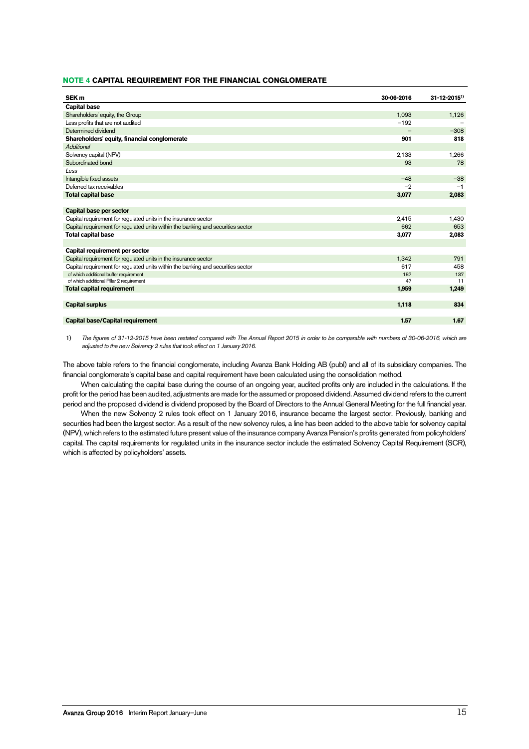## NOTE 4 CAPITAL REQUIREMENT FOR THE FINANCIAL CONGLOMERATE

| SEK m | 30-06-2016 | 31-12-2015[1] |
|---|---|---|
| **Capital base** | | |
| Shareholders' equity, the Group | 1,093 | 1,126 |
| Less profits that are not audited | −192 | – |
| Determined dividend | – | −308 |
| **Shareholders' equity, financial conglomerate** | **901** | **818** |
| *Additional* | | |
| Solvency capital (NPV) | 2,133 | 1,266 |
| Subordinated bond | 93 | 78 |
| *Less* | | |
| Intangible fixed assets | −48 | −38 |
| Deferred tax receivables | −2 | −1 |
| **Total capital base** | **3,077** | **2,083** |
| | | |
| **Capital base per sector** | | |
| Capital requirement for regulated units in the insurance sector | 2,415 | 1,430 |
| Capital requirement for regulated units within the banking and securities sector | 662 | 653 |
| **Total capital base** | **3,077** | **2,083** |
| | | |
| **Capital requirement per sector** | | |
| Capital requirement for regulated units in the insurance sector | 1,342 | 791 |
| Capital requirement for regulated units within the banking and securities sector | 617 | 458 |
| of which additional buffer requirement | 187 | 137 |
| of which additional Pillar 2 requirement | 47 | 11 |
| **Total capital requirement** | **1,959** | **1,249** |
| | | |
| **Capital surplus** | **1,118** | **834** |
| | | |
| **Capital base/Capital requirement** | **1.57** | **1.67** |

1) *The figures of 31-12-2015 have been restated compared with The Annual Report 2015 in order to be comparable with numbers of 30-06-2016, which are adjusted to the new Solvency 2 rules that took effect on 1 January 2016.*

The above table refers to the financial conglomerate, including Avanza Bank Holding AB (publ) and all of its subsidiary companies. The financial conglomerate's capital base and capital requirement have been calculated using the consolidation method.

When calculating the capital base during the course of an ongoing year, audited profits only are included in the calculations. If the profit for the period has been audited, adjustments are made for the assumed or proposed dividend. Assumed dividend refers to the current period and the proposed dividend is dividend proposed by the Board of Directors to the Annual General Meeting for the full financial year.

When the new Solvency 2 rules took effect on 1 January 2016, insurance became the largest sector. Previously, banking and securities had been the largest sector. As a result of the new solvency rules, a line has been added to the above table for solvency capital (NPV), which refers to the estimated future present value of the insurance company Avanza Pension's profits generated from policyholders' capital. The capital requirements for regulated units in the insurance sector include the estimated Solvency Capital Requirement (SCR), which is affected by policyholders' assets.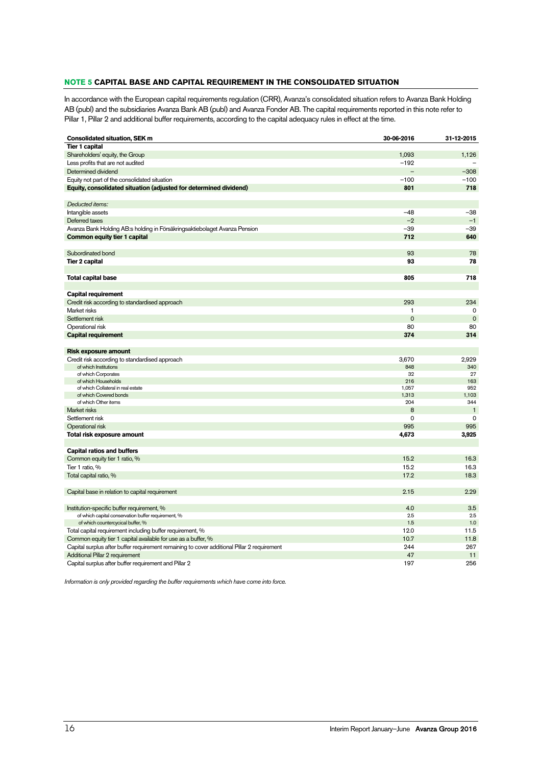## NOTE 5 CAPITAL BASE AND CAPITAL REQUIREMENT IN THE CONSOLIDATED SITUATION

In accordance with the European capital requirements regulation (CRR), Avanza's consolidated situation refers to Avanza Bank Holding AB (publ) and the subsidiaries Avanza Bank AB (publ) and Avanza Fonder AB. The capital requirements reported in this note refer to Pillar 1, Pillar 2 and additional buffer requirements, according to the capital adequacy rules in effect at the time.

| Consolidated situation, SEK m | 30-06-2016 | 31-12-2015 |
|---|---|---|
| **Tier 1 capital** | | |
| Shareholders' equity, the Group | 1,093 | 1,126 |
| Less profits that are not audited | –192 | – |
| Determined dividend | – | –308 |
| Equity not part of the consolidated situation | –100 | –100 |
| **Equity, consolidated situation (adjusted for determined dividend)** | **801** | **718** |
| | | |
| *Deducted items:* | | |
| Intangible assets | –48 | –38 |
| Deferred taxes | –2 | –1 |
| Avanza Bank Holding AB:s holding in Försäkringsaktiebolaget Avanza Pension | –39 | –39 |
| **Common equity tier 1 capital** | **712** | **640** |
| | | |
| Subordinated bond | 93 | 78 |
| **Tier 2 capital** | **93** | **78** |
| | | |
| **Total capital base** | **805** | **718** |
| | | |
| **Capital requirement** | | |
| Credit risk according to standardised approach | 293 | 234 |
| Market risks | 1 | 0 |
| Settlement risk | 0 | 0 |
| Operational risk | 80 | 80 |
| **Capital requirement** | **374** | **314** |
| | | |
| **Risk exposure amount** | | |
| Credit risk according to standardised approach | 3,670 | 2,929 |
| of which Institutions | 848 | 340 |
| of which Corporates | 32 | 27 |
| of which Households | 216 | 163 |
| of which Collateral in real estate | 1,057 | 952 |
| of which Covered bonds | 1,313 | 1,103 |
| of which Other items | 204 | 344 |
| Market risks | 8 | 1 |
| Settlement risk | 0 | 0 |
| Operational risk | 995 | 995 |
| **Total risk exposure amount** | **4,673** | **3,925** |
| | | |
| **Capital ratios and buffers** | | |
| Common equity tier 1 ratio, % | 15.2 | 16.3 |
| Tier 1 ratio, % | 15.2 | 16.3 |
| Total capital ratio, % | 17.2 | 18.3 |
| | | |
| Capital base in relation to capital requirement | 2.15 | 2.29 |
| | | |
| Institution-specific buffer requirement, % | 4.0 | 3.5 |
| of which capital conservation buffer requirement, % | 2.5 | 2.5 |
| of which countercyclical buffer, % | 1.5 | 1.0 |
| Total capital requirement including buffer requirement, % | 12.0 | 11.5 |
| Common equity tier 1 capital available for use as a buffer, % | 10.7 | 11.8 |
| Capital surplus after buffer requirement remaining to cover additional Pillar 2 requirement | 244 | 267 |
| Additional Pillar 2 requirement | 47 | 11 |
| Capital surplus after buffer requirement and Pillar 2 | 197 | 256 |

*Information is only provided regarding the buffer requirements which have come into force.*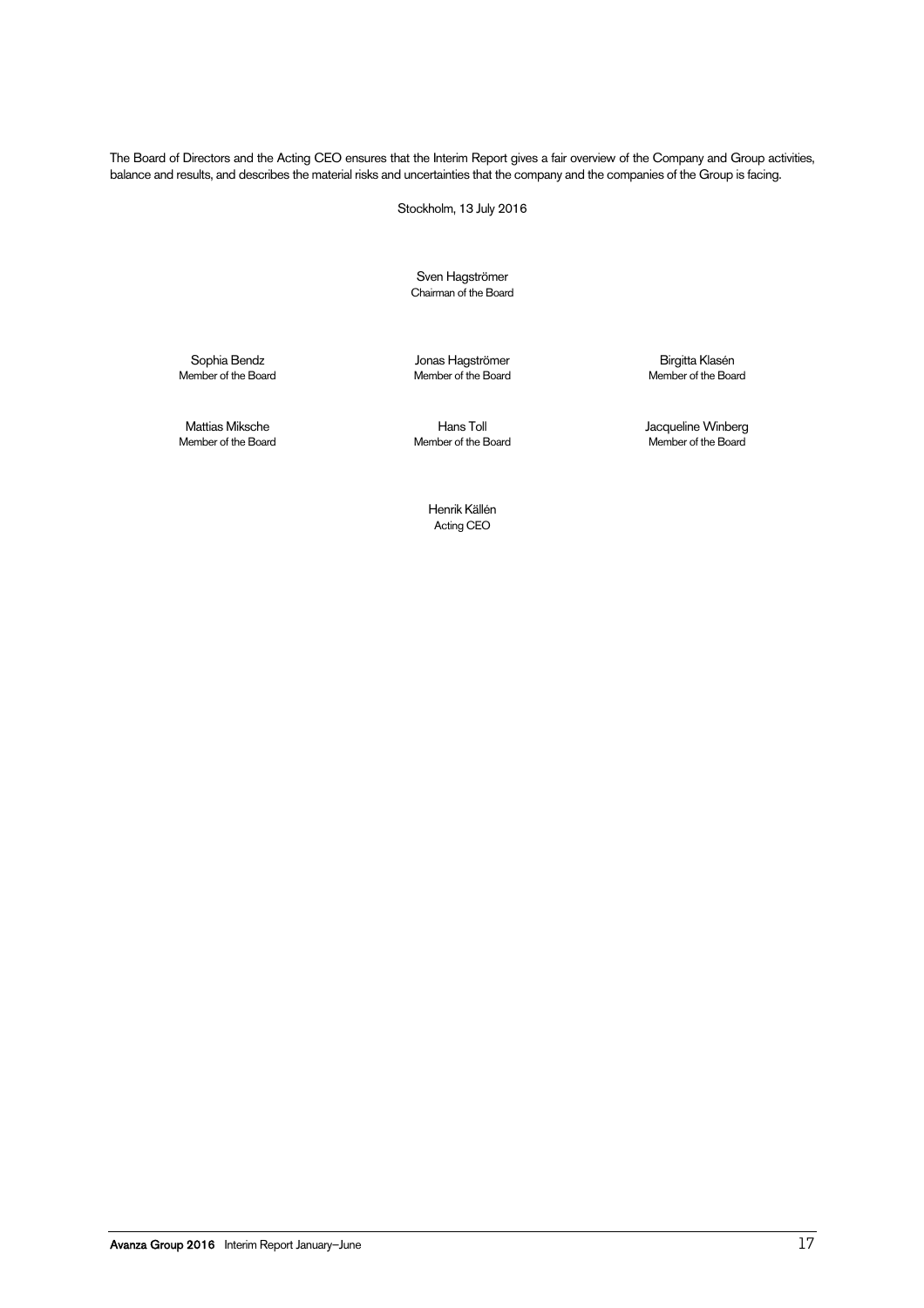The Board of Directors and the Acting CEO ensures that the Interim Report gives a fair overview of the Company and Group activities, balance and results, and describes the material risks and uncertainties that the company and the companies of the Group is facing.

Stockholm, 13 July 2016

Sven Hagströmer
Chairman of the Board

Sophia Bendz
Member of the Board

Jonas Hagströmer
Member of the Board

Birgitta Klasén
Member of the Board

Mattias Miksche
Member of the Board

Hans Toll
Member of the Board

Jacqueline Winberg
Member of the Board

Henrik Källén
Acting CEO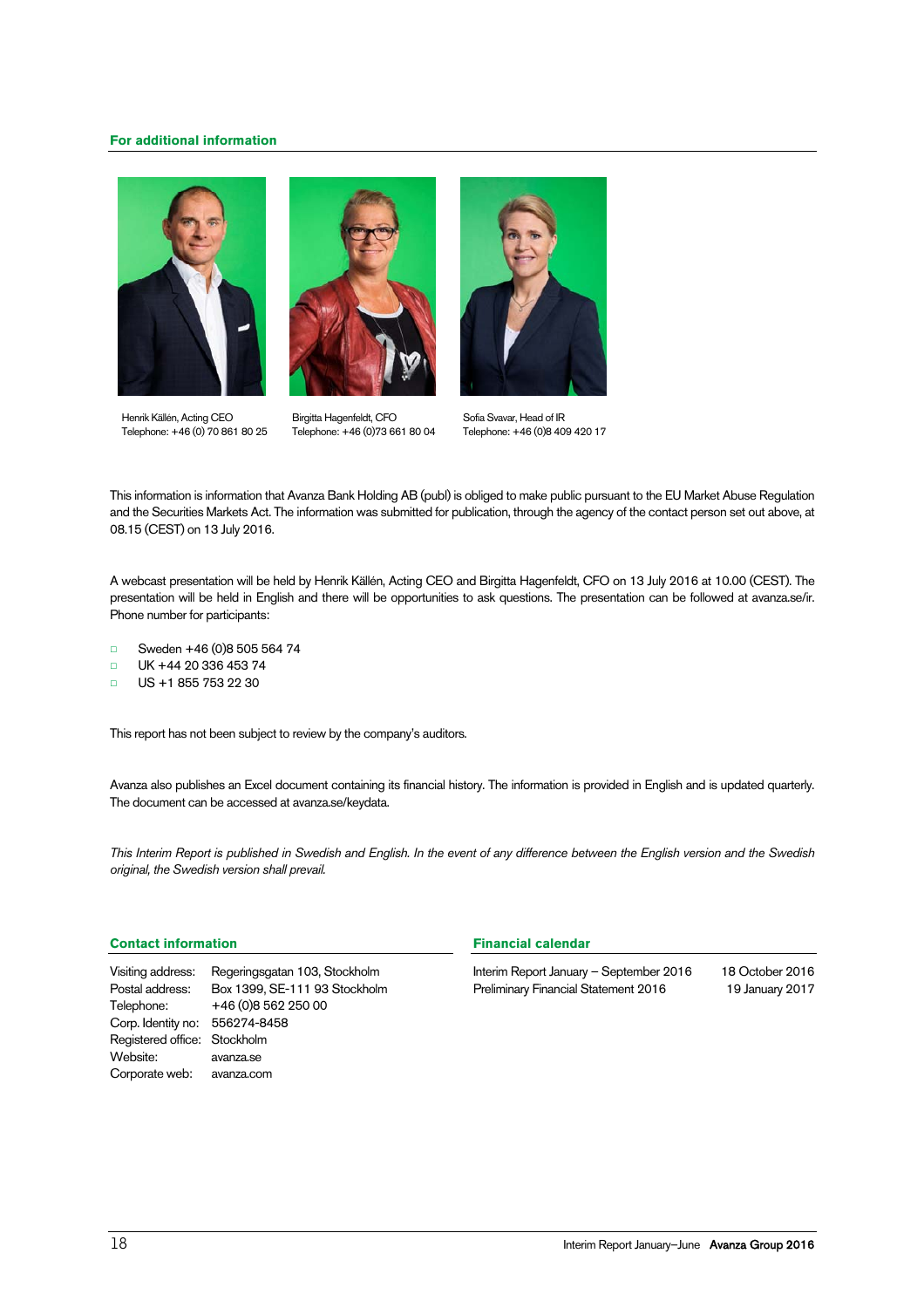## For additional information

Henrik Källén, Acting CEO
Telephone: +46 (0) 70 861 80 25

Birgitta Hagenfeldt, CFO
Telephone: +46 (0)73 661 80 04

Sofia Svavar, Head of IR
Telephone: +46 (0)8 409 420 17

This information is information that Avanza Bank Holding AB (publ) is obliged to make public pursuant to the EU Market Abuse Regulation and the Securities Markets Act. The information was submitted for publication, through the agency of the contact person set out above, at 08.15 (CEST) on 13 July 2016.

A webcast presentation will be held by Henrik Källén, Acting CEO and Birgitta Hagenfeldt, CFO on 13 July 2016 at 10.00 (CEST). The presentation will be held in English and there will be opportunities to ask questions. The presentation can be followed at avanza.se/ir. Phone number for participants:

- Sweden +46 (0)8 505 564 74
- UK +44 20 336 453 74
- US +1 855 753 22 30

This report has not been subject to review by the company's auditors.

Avanza also publishes an Excel document containing its financial history. The information is provided in English and is updated quarterly. The document can be accessed at avanza.se/keydata.

*This Interim Report is published in Swedish and English. In the event of any difference between the English version and the Swedish original, the Swedish version shall prevail.*

## Contact information

| | |
|---|---|
| Visiting address: | Regeringsgatan 103, Stockholm |
| Postal address: | Box 1399, SE-111 93 Stockholm |
| Telephone: | +46 (0)8 562 250 00 |
| Corp. Identity no: | 556274-8458 |
| Registered office: | Stockholm |
| Website: | avanza.se |
| Corporate web: | avanza.com |

## Financial calendar

| | |
|---|---|
| Interim Report January – September 2016 | 18 October 2016 |
| Preliminary Financial Statement 2016 | 19 January 2017 |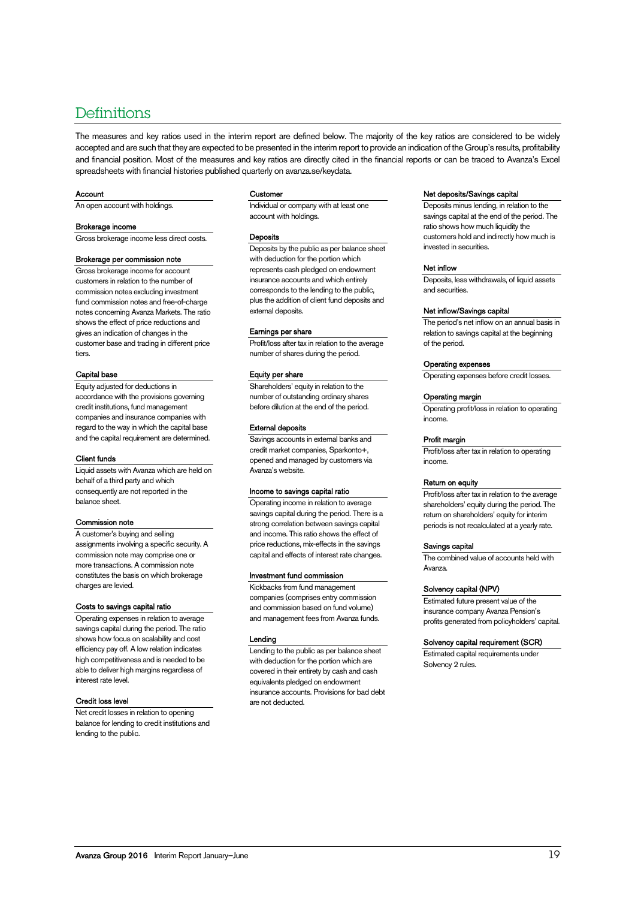# Definitions

The measures and key ratios used in the interim report are defined below. The majority of the key ratios are considered to be widely accepted and are such that they are expected to be presented in the interim report to provide an indication of the Group's results, profitability and financial position. Most of the measures and key ratios are directly cited in the financial reports or can be traced to Avanza's Excel spreadsheets with financial histories published quarterly on avanza.se/keydata.

### Account
An open account with holdings.

### Brokerage income
Gross brokerage income less direct costs.

### Brokerage per commission note
Gross brokerage income for account customers in relation to the number of commission notes excluding investment fund commission notes and free-of-charge notes concerning Avanza Markets. The ratio shows the effect of price reductions and gives an indication of changes in the customer base and trading in different price tiers.

### Capital base
Equity adjusted for deductions in accordance with the provisions governing credit institutions, fund management companies and insurance companies with regard to the way in which the capital base and the capital requirement are determined.

### Client funds
Liquid assets with Avanza which are held on behalf of a third party and which consequently are not reported in the balance sheet.

### Commission note
A customer's buying and selling assignments involving a specific security. A commission note may comprise one or more transactions. A commission note constitutes the basis on which brokerage charges are levied.

### Costs to savings capital ratio
Operating expenses in relation to average savings capital during the period. The ratio shows how focus on scalability and cost efficiency pay off. A low relation indicates high competitiveness and is needed to be able to deliver high margins regardless of interest rate level.

### Credit loss level
Net credit losses in relation to opening balance for lending to credit institutions and lending to the public.

### Customer
Individual or company with at least one account with holdings.

### Deposits
Deposits by the public as per balance sheet with deduction for the portion which represents cash pledged on endowment insurance accounts and which entirely corresponds to the lending to the public, plus the addition of client fund deposits and external deposits.

### Earnings per share
Profit/loss after tax in relation to the average number of shares during the period.

### Equity per share
Shareholders' equity in relation to the number of outstanding ordinary shares before dilution at the end of the period.

### External deposits
Savings accounts in external banks and credit market companies, Sparkonto+, opened and managed by customers via Avanza's website.

### Income to savings capital ratio
Operating income in relation to average savings capital during the period. There is a strong correlation between savings capital and income. This ratio shows the effect of price reductions, mix-effects in the savings capital and effects of interest rate changes.

### Investment fund commission
Kickbacks from fund management companies (comprises entry commission and commission based on fund volume) and management fees from Avanza funds.

### Lending
Lending to the public as per balance sheet with deduction for the portion which are covered in their entirety by cash and cash equivalents pledged on endowment insurance accounts. Provisions for bad debt are not deducted.

### Net deposits/Savings capital
Deposits minus lending, in relation to the savings capital at the end of the period. The ratio shows how much liquidity the customers hold and indirectly how much is invested in securities.

### Net inflow
Deposits, less withdrawals, of liquid assets and securities.

### Net inflow/Savings capital
The period's net inflow on an annual basis in relation to savings capital at the beginning of the period.

### Operating expenses
Operating expenses before credit losses.

### Operating margin
Operating profit/loss in relation to operating income.

### Profit margin
Profit/loss after tax in relation to operating income.

### Return on equity
Profit/loss after tax in relation to the average shareholders' equity during the period. The return on shareholders' equity for interim periods is not recalculated at a yearly rate.

### Savings capital
The combined value of accounts held with Avanza.

### Solvency capital (NPV)
Estimated future present value of the insurance company Avanza Pension's profits generated from policyholders' capital.

### Solvency capital requirement (SCR)
Estimated capital requirements under Solvency 2 rules.